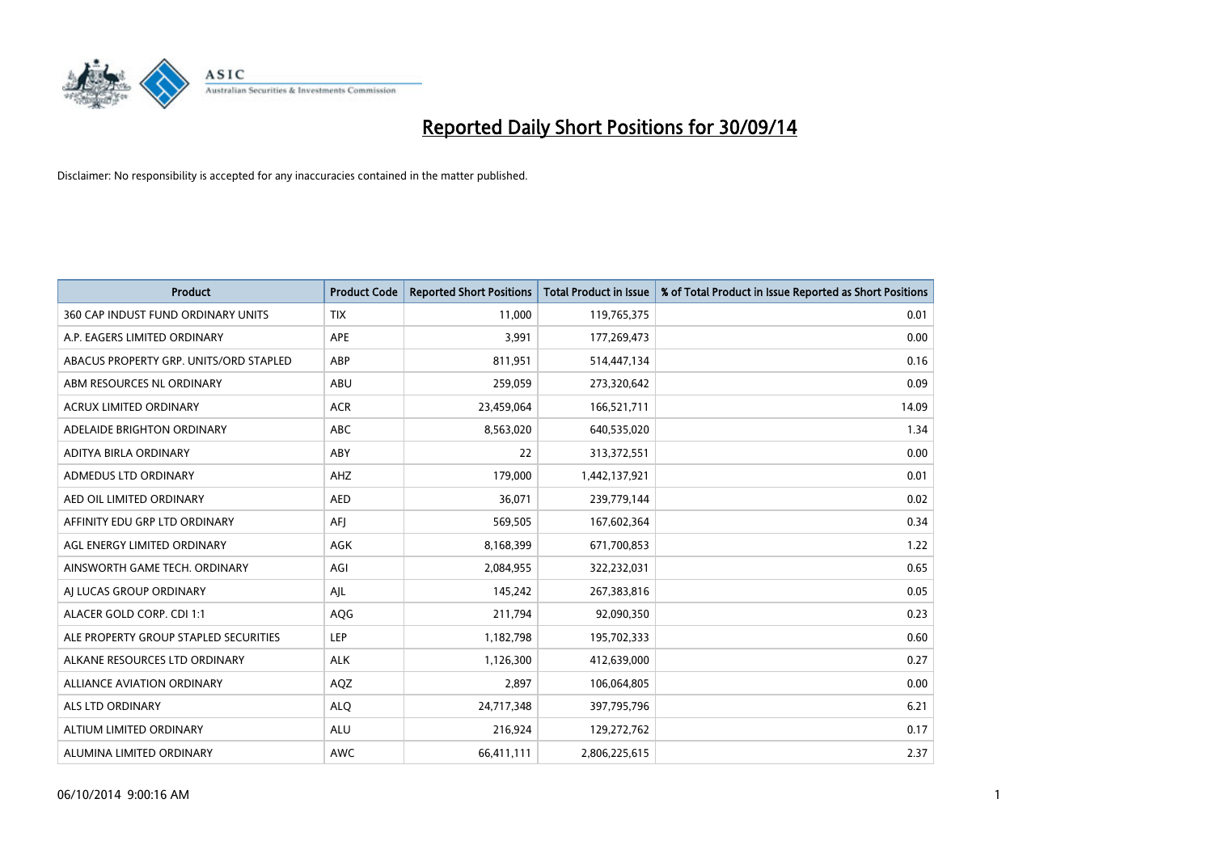# Reported Daily Short Positions for 30/09/14

Disclaimer: No responsibility is accepted for any inaccuracies contained in the matter published.

| Product | Product Code | Reported Short Positions | Total Product in Issue | % of Total Product in Issue Reported as Short Positions |
|---|---|---|---|---|
| 360 CAP INDUST FUND ORDINARY UNITS | TIX | 11,000 | 119,765,375 | 0.01 |
| A.P. EAGERS LIMITED ORDINARY | APE | 3,991 | 177,269,473 | 0.00 |
| ABACUS PROPERTY GRP. UNITS/ORD STAPLED | ABP | 811,951 | 514,447,134 | 0.16 |
| ABM RESOURCES NL ORDINARY | ABU | 259,059 | 273,320,642 | 0.09 |
| ACRUX LIMITED ORDINARY | ACR | 23,459,064 | 166,521,711 | 14.09 |
| ADELAIDE BRIGHTON ORDINARY | ABC | 8,563,020 | 640,535,020 | 1.34 |
| ADITYA BIRLA ORDINARY | ABY | 22 | 313,372,551 | 0.00 |
| ADMEDUS LTD ORDINARY | AHZ | 179,000 | 1,442,137,921 | 0.01 |
| AED OIL LIMITED ORDINARY | AED | 36,071 | 239,779,144 | 0.02 |
| AFFINITY EDU GRP LTD ORDINARY | AFJ | 569,505 | 167,602,364 | 0.34 |
| AGL ENERGY LIMITED ORDINARY | AGK | 8,168,399 | 671,700,853 | 1.22 |
| AINSWORTH GAME TECH. ORDINARY | AGI | 2,084,955 | 322,232,031 | 0.65 |
| AJ LUCAS GROUP ORDINARY | AJL | 145,242 | 267,383,816 | 0.05 |
| ALACER GOLD CORP. CDI 1:1 | AQG | 211,794 | 92,090,350 | 0.23 |
| ALE PROPERTY GROUP STAPLED SECURITIES | LEP | 1,182,798 | 195,702,333 | 0.60 |
| ALKANE RESOURCES LTD ORDINARY | ALK | 1,126,300 | 412,639,000 | 0.27 |
| ALLIANCE AVIATION ORDINARY | AQZ | 2,897 | 106,064,805 | 0.00 |
| ALS LTD ORDINARY | ALQ | 24,717,348 | 397,795,796 | 6.21 |
| ALTIUM LIMITED ORDINARY | ALU | 216,924 | 129,272,762 | 0.17 |
| ALUMINA LIMITED ORDINARY | AWC | 66,411,111 | 2,806,225,615 | 2.37 |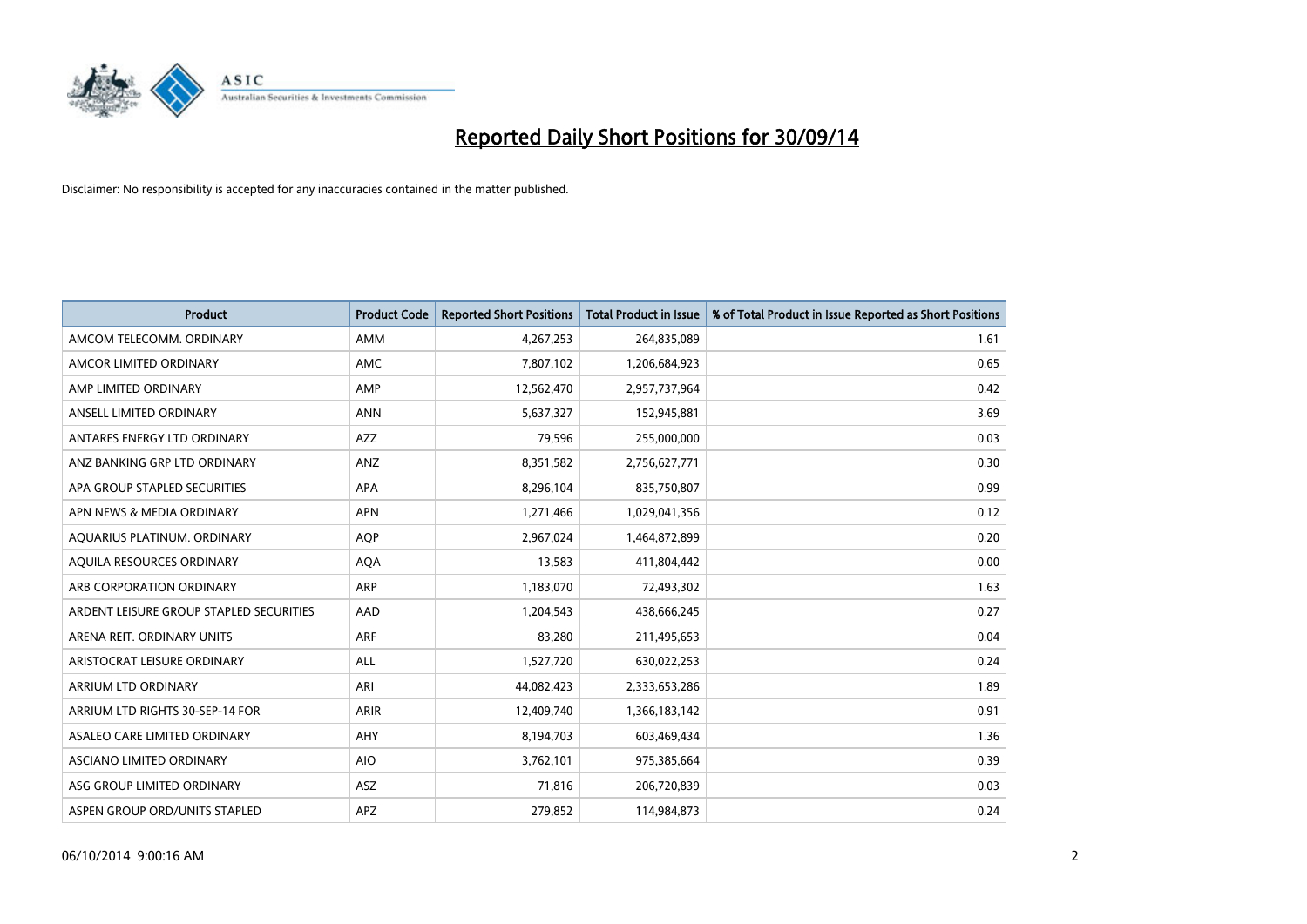# Reported Daily Short Positions for 30/09/14

Disclaimer: No responsibility is accepted for any inaccuracies contained in the matter published.

| Product | Product Code | Reported Short Positions | Total Product in Issue | % of Total Product in Issue Reported as Short Positions |
|---|---|---|---|---|
| AMCOM TELECOMM. ORDINARY | AMM | 4,267,253 | 264,835,089 | 1.61 |
| AMCOR LIMITED ORDINARY | AMC | 7,807,102 | 1,206,684,923 | 0.65 |
| AMP LIMITED ORDINARY | AMP | 12,562,470 | 2,957,737,964 | 0.42 |
| ANSELL LIMITED ORDINARY | ANN | 5,637,327 | 152,945,881 | 3.69 |
| ANTARES ENERGY LTD ORDINARY | AZZ | 79,596 | 255,000,000 | 0.03 |
| ANZ BANKING GRP LTD ORDINARY | ANZ | 8,351,582 | 2,756,627,771 | 0.30 |
| APA GROUP STAPLED SECURITIES | APA | 8,296,104 | 835,750,807 | 0.99 |
| APN NEWS & MEDIA ORDINARY | APN | 1,271,466 | 1,029,041,356 | 0.12 |
| AQUARIUS PLATINUM. ORDINARY | AQP | 2,967,024 | 1,464,872,899 | 0.20 |
| AQUILA RESOURCES ORDINARY | AQA | 13,583 | 411,804,442 | 0.00 |
| ARB CORPORATION ORDINARY | ARP | 1,183,070 | 72,493,302 | 1.63 |
| ARDENT LEISURE GROUP STAPLED SECURITIES | AAD | 1,204,543 | 438,666,245 | 0.27 |
| ARENA REIT. ORDINARY UNITS | ARF | 83,280 | 211,495,653 | 0.04 |
| ARISTOCRAT LEISURE ORDINARY | ALL | 1,527,720 | 630,022,253 | 0.24 |
| ARRIUM LTD ORDINARY | ARI | 44,082,423 | 2,333,653,286 | 1.89 |
| ARRIUM LTD RIGHTS 30-SEP-14 FOR | ARIR | 12,409,740 | 1,366,183,142 | 0.91 |
| ASALEO CARE LIMITED ORDINARY | AHY | 8,194,703 | 603,469,434 | 1.36 |
| ASCIANO LIMITED ORDINARY | AIO | 3,762,101 | 975,385,664 | 0.39 |
| ASG GROUP LIMITED ORDINARY | ASZ | 71,816 | 206,720,839 | 0.03 |
| ASPEN GROUP ORD/UNITS STAPLED | APZ | 279,852 | 114,984,873 | 0.24 |

06/10/2014 9:00:16 AM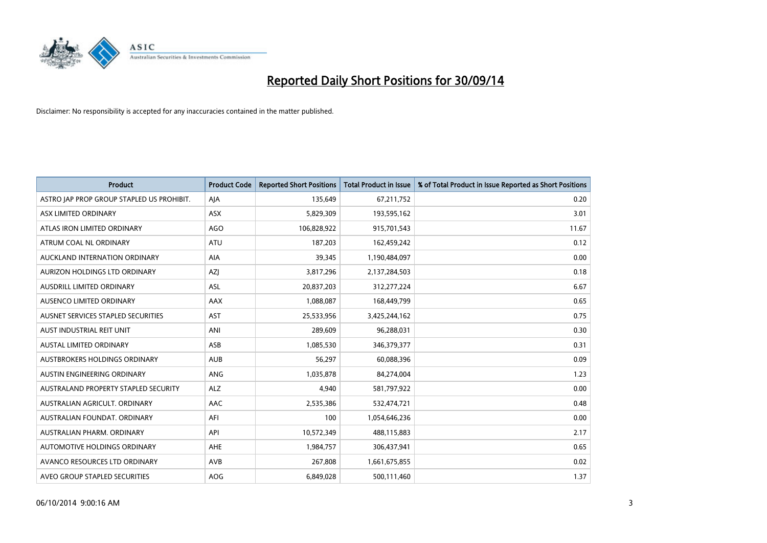# Reported Daily Short Positions for 30/09/14

Disclaimer: No responsibility is accepted for any inaccuracies contained in the matter published.

| Product | Product Code | Reported Short Positions | Total Product in Issue | % of Total Product in Issue Reported as Short Positions |
|---|---|---|---|---|
| ASTRO JAP PROP GROUP STAPLED US PROHIBIT. | AJA | 135,649 | 67,211,752 | 0.20 |
| ASX LIMITED ORDINARY | ASX | 5,829,309 | 193,595,162 | 3.01 |
| ATLAS IRON LIMITED ORDINARY | AGO | 106,828,922 | 915,701,543 | 11.67 |
| ATRUM COAL NL ORDINARY | ATU | 187,203 | 162,459,242 | 0.12 |
| AUCKLAND INTERNATION ORDINARY | AIA | 39,345 | 1,190,484,097 | 0.00 |
| AURIZON HOLDINGS LTD ORDINARY | AZJ | 3,817,296 | 2,137,284,503 | 0.18 |
| AUSDRILL LIMITED ORDINARY | ASL | 20,837,203 | 312,277,224 | 6.67 |
| AUSENCO LIMITED ORDINARY | AAX | 1,088,087 | 168,449,799 | 0.65 |
| AUSNET SERVICES STAPLED SECURITIES | AST | 25,533,956 | 3,425,244,162 | 0.75 |
| AUST INDUSTRIAL REIT UNIT | ANI | 289,609 | 96,288,031 | 0.30 |
| AUSTAL LIMITED ORDINARY | ASB | 1,085,530 | 346,379,377 | 0.31 |
| AUSTBROKERS HOLDINGS ORDINARY | AUB | 56,297 | 60,088,396 | 0.09 |
| AUSTIN ENGINEERING ORDINARY | ANG | 1,035,878 | 84,274,004 | 1.23 |
| AUSTRALAND PROPERTY STAPLED SECURITY | ALZ | 4,940 | 581,797,922 | 0.00 |
| AUSTRALIAN AGRICULT. ORDINARY | AAC | 2,535,386 | 532,474,721 | 0.48 |
| AUSTRALIAN FOUNDAT. ORDINARY | AFI | 100 | 1,054,646,236 | 0.00 |
| AUSTRALIAN PHARM. ORDINARY | API | 10,572,349 | 488,115,883 | 2.17 |
| AUTOMOTIVE HOLDINGS ORDINARY | AHE | 1,984,757 | 306,437,941 | 0.65 |
| AVANCO RESOURCES LTD ORDINARY | AVB | 267,808 | 1,661,675,855 | 0.02 |
| AVEO GROUP STAPLED SECURITIES | AOG | 6,849,028 | 500,111,460 | 1.37 |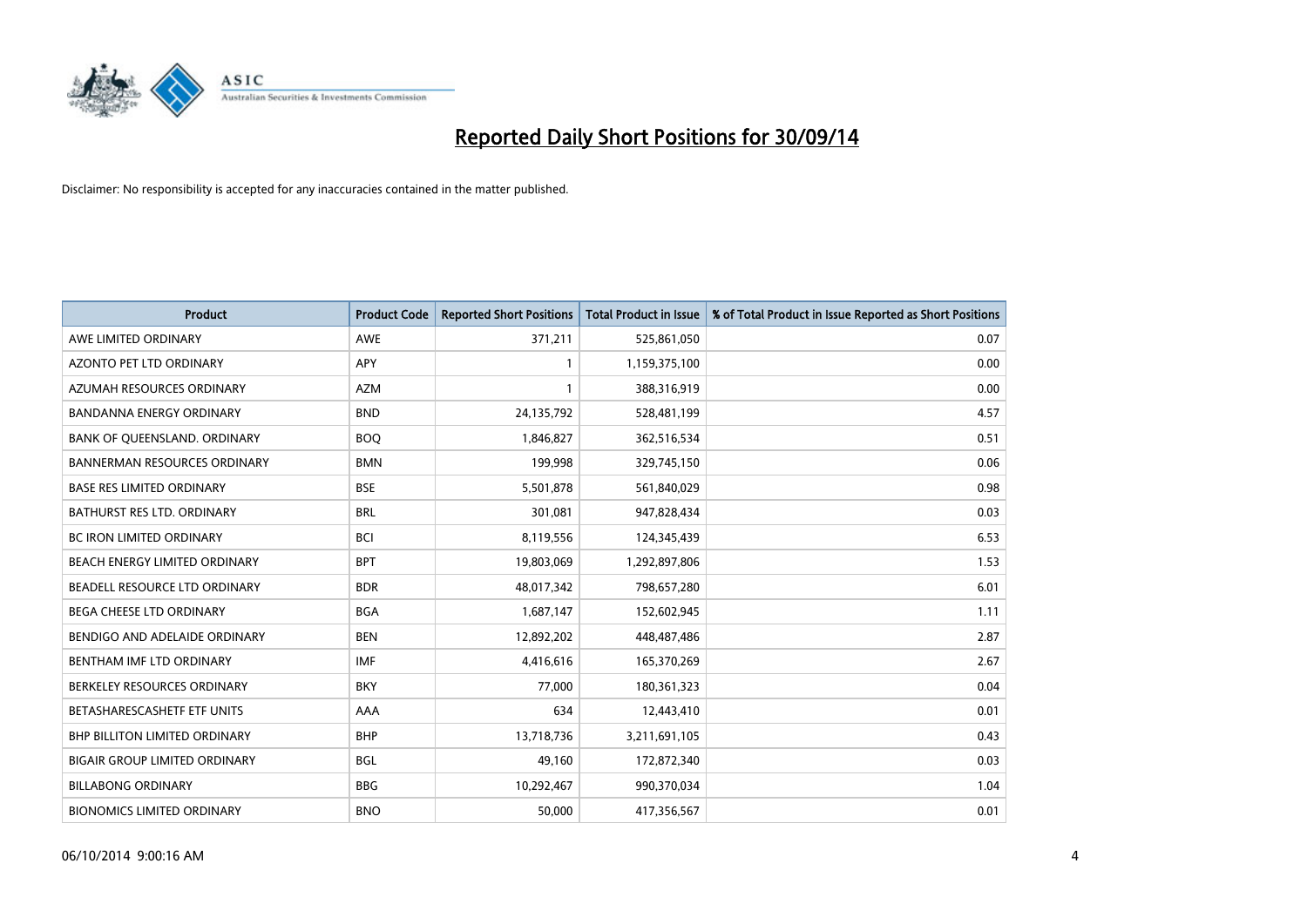# Reported Daily Short Positions for 30/09/14

Disclaimer: No responsibility is accepted for any inaccuracies contained in the matter published.

| Product | Product Code | Reported Short Positions | Total Product in Issue | % of Total Product in Issue Reported as Short Positions |
|---|---|---|---|---|
| AWE LIMITED ORDINARY | AWE | 371,211 | 525,861,050 | 0.07 |
| AZONTO PET LTD ORDINARY | APY | 1 | 1,159,375,100 | 0.00 |
| AZUMAH RESOURCES ORDINARY | AZM | 1 | 388,316,919 | 0.00 |
| BANDANNA ENERGY ORDINARY | BND | 24,135,792 | 528,481,199 | 4.57 |
| BANK OF QUEENSLAND. ORDINARY | BOQ | 1,846,827 | 362,516,534 | 0.51 |
| BANNERMAN RESOURCES ORDINARY | BMN | 199,998 | 329,745,150 | 0.06 |
| BASE RES LIMITED ORDINARY | BSE | 5,501,878 | 561,840,029 | 0.98 |
| BATHURST RES LTD. ORDINARY | BRL | 301,081 | 947,828,434 | 0.03 |
| BC IRON LIMITED ORDINARY | BCI | 8,119,556 | 124,345,439 | 6.53 |
| BEACH ENERGY LIMITED ORDINARY | BPT | 19,803,069 | 1,292,897,806 | 1.53 |
| BEADELL RESOURCE LTD ORDINARY | BDR | 48,017,342 | 798,657,280 | 6.01 |
| BEGA CHEESE LTD ORDINARY | BGA | 1,687,147 | 152,602,945 | 1.11 |
| BENDIGO AND ADELAIDE ORDINARY | BEN | 12,892,202 | 448,487,486 | 2.87 |
| BENTHAM IMF LTD ORDINARY | IMF | 4,416,616 | 165,370,269 | 2.67 |
| BERKELEY RESOURCES ORDINARY | BKY | 77,000 | 180,361,323 | 0.04 |
| BETASHARESCASHETF ETF UNITS | AAA | 634 | 12,443,410 | 0.01 |
| BHP BILLITON LIMITED ORDINARY | BHP | 13,718,736 | 3,211,691,105 | 0.43 |
| BIGAIR GROUP LIMITED ORDINARY | BGL | 49,160 | 172,872,340 | 0.03 |
| BILLABONG ORDINARY | BBG | 10,292,467 | 990,370,034 | 1.04 |
| BIONOMICS LIMITED ORDINARY | BNO | 50,000 | 417,356,567 | 0.01 |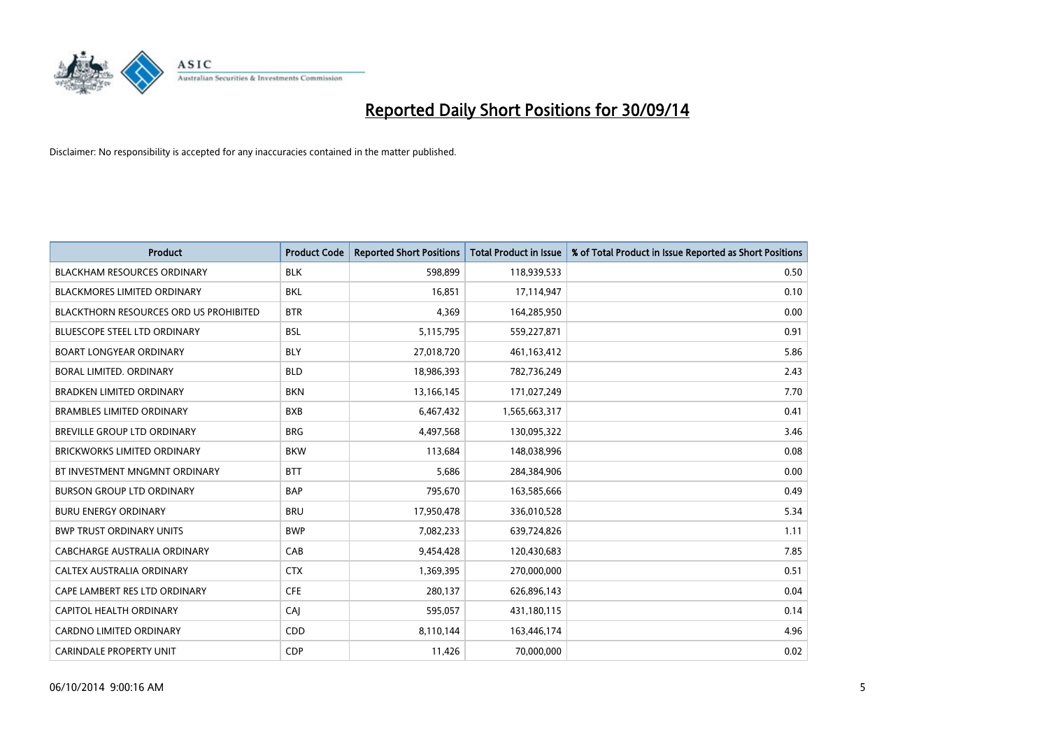# Reported Daily Short Positions for 30/09/14

Disclaimer: No responsibility is accepted for any inaccuracies contained in the matter published.

| Product | Product Code | Reported Short Positions | Total Product in Issue | % of Total Product in Issue Reported as Short Positions |
|---|---|---|---|---|
| BLACKHAM RESOURCES ORDINARY | BLK | 598,899 | 118,939,533 | 0.50 |
| BLACKMORES LIMITED ORDINARY | BKL | 16,851 | 17,114,947 | 0.10 |
| BLACKTHORN RESOURCES ORD US PROHIBITED | BTR | 4,369 | 164,285,950 | 0.00 |
| BLUESCOPE STEEL LTD ORDINARY | BSL | 5,115,795 | 559,227,871 | 0.91 |
| BOART LONGYEAR ORDINARY | BLY | 27,018,720 | 461,163,412 | 5.86 |
| BORAL LIMITED. ORDINARY | BLD | 18,986,393 | 782,736,249 | 2.43 |
| BRADKEN LIMITED ORDINARY | BKN | 13,166,145 | 171,027,249 | 7.70 |
| BRAMBLES LIMITED ORDINARY | BXB | 6,467,432 | 1,565,663,317 | 0.41 |
| BREVILLE GROUP LTD ORDINARY | BRG | 4,497,568 | 130,095,322 | 3.46 |
| BRICKWORKS LIMITED ORDINARY | BKW | 113,684 | 148,038,996 | 0.08 |
| BT INVESTMENT MNGMNT ORDINARY | BTT | 5,686 | 284,384,906 | 0.00 |
| BURSON GROUP LTD ORDINARY | BAP | 795,670 | 163,585,666 | 0.49 |
| BURU ENERGY ORDINARY | BRU | 17,950,478 | 336,010,528 | 5.34 |
| BWP TRUST ORDINARY UNITS | BWP | 7,082,233 | 639,724,826 | 1.11 |
| CABCHARGE AUSTRALIA ORDINARY | CAB | 9,454,428 | 120,430,683 | 7.85 |
| CALTEX AUSTRALIA ORDINARY | CTX | 1,369,395 | 270,000,000 | 0.51 |
| CAPE LAMBERT RES LTD ORDINARY | CFE | 280,137 | 626,896,143 | 0.04 |
| CAPITOL HEALTH ORDINARY | CAJ | 595,057 | 431,180,115 | 0.14 |
| CARDNO LIMITED ORDINARY | CDD | 8,110,144 | 163,446,174 | 4.96 |
| CARINDALE PROPERTY UNIT | CDP | 11,426 | 70,000,000 | 0.02 |

06/10/2014 9:00:16 AM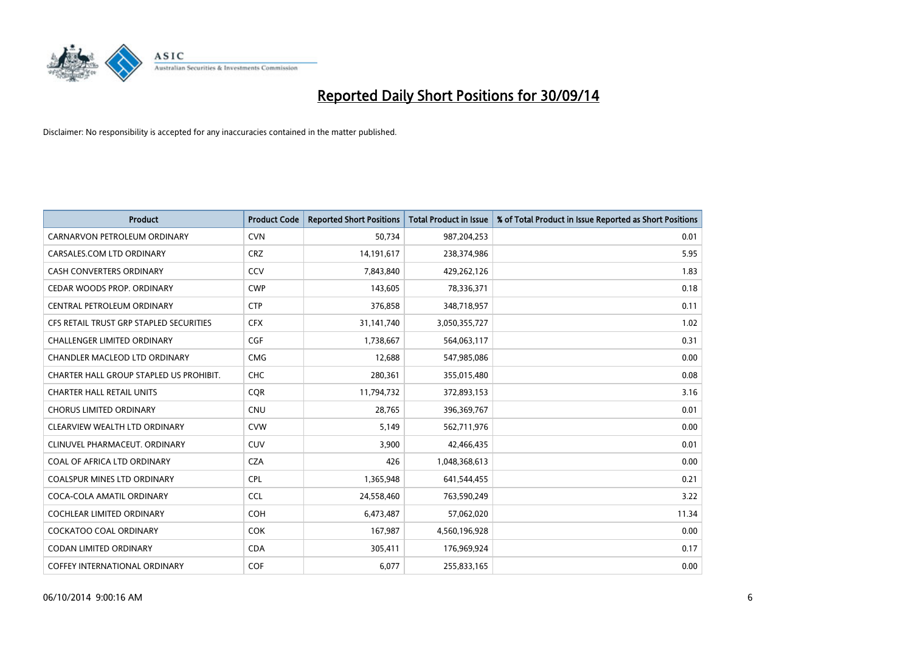# Reported Daily Short Positions for 30/09/14

Disclaimer: No responsibility is accepted for any inaccuracies contained in the matter published.

| Product | Product Code | Reported Short Positions | Total Product in Issue | % of Total Product in Issue Reported as Short Positions |
|---|---|---|---|---|
| CARNARVON PETROLEUM ORDINARY | CVN | 50,734 | 987,204,253 | 0.01 |
| CARSALES.COM LTD ORDINARY | CRZ | 14,191,617 | 238,374,986 | 5.95 |
| CASH CONVERTERS ORDINARY | CCV | 7,843,840 | 429,262,126 | 1.83 |
| CEDAR WOODS PROP. ORDINARY | CWP | 143,605 | 78,336,371 | 0.18 |
| CENTRAL PETROLEUM ORDINARY | CTP | 376,858 | 348,718,957 | 0.11 |
| CFS RETAIL TRUST GRP STAPLED SECURITIES | CFX | 31,141,740 | 3,050,355,727 | 1.02 |
| CHALLENGER LIMITED ORDINARY | CGF | 1,738,667 | 564,063,117 | 0.31 |
| CHANDLER MACLEOD LTD ORDINARY | CMG | 12,688 | 547,985,086 | 0.00 |
| CHARTER HALL GROUP STAPLED US PROHIBIT. | CHC | 280,361 | 355,015,480 | 0.08 |
| CHARTER HALL RETAIL UNITS | CQR | 11,794,732 | 372,893,153 | 3.16 |
| CHORUS LIMITED ORDINARY | CNU | 28,765 | 396,369,767 | 0.01 |
| CLEARVIEW WEALTH LTD ORDINARY | CVW | 5,149 | 562,711,976 | 0.00 |
| CLINUVEL PHARMACEUT. ORDINARY | CUV | 3,900 | 42,466,435 | 0.01 |
| COAL OF AFRICA LTD ORDINARY | CZA | 426 | 1,048,368,613 | 0.00 |
| COALSPUR MINES LTD ORDINARY | CPL | 1,365,948 | 641,544,455 | 0.21 |
| COCA-COLA AMATIL ORDINARY | CCL | 24,558,460 | 763,590,249 | 3.22 |
| COCHLEAR LIMITED ORDINARY | COH | 6,473,487 | 57,062,020 | 11.34 |
| COCKATOO COAL ORDINARY | COK | 167,987 | 4,560,196,928 | 0.00 |
| CODAN LIMITED ORDINARY | CDA | 305,411 | 176,969,924 | 0.17 |
| COFFEY INTERNATIONAL ORDINARY | COF | 6,077 | 255,833,165 | 0.00 |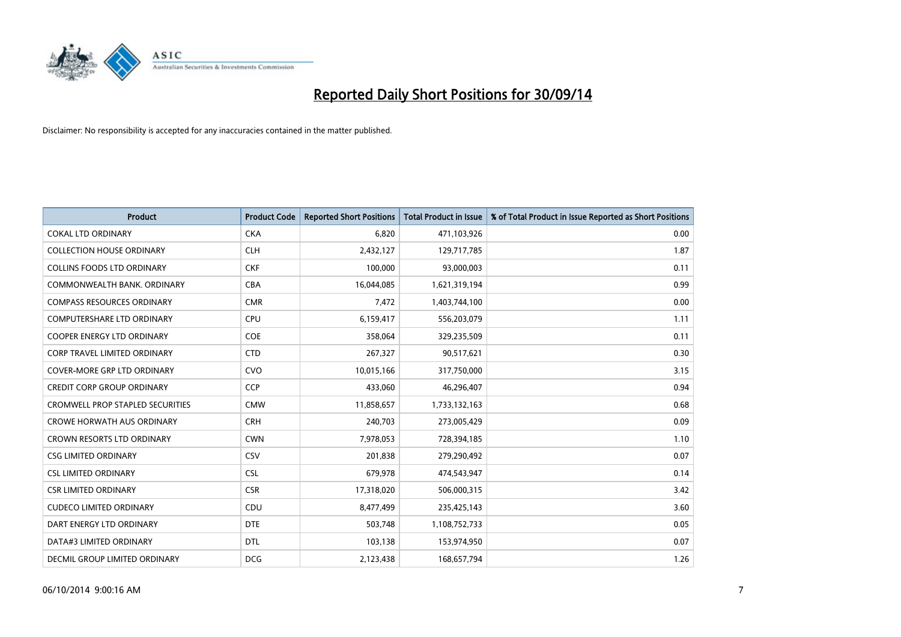# Reported Daily Short Positions for 30/09/14

Disclaimer: No responsibility is accepted for any inaccuracies contained in the matter published.

| Product | Product Code | Reported Short Positions | Total Product in Issue | % of Total Product in Issue Reported as Short Positions |
|---|---|---|---|---|
| COKAL LTD ORDINARY | CKA | 6,820 | 471,103,926 | 0.00 |
| COLLECTION HOUSE ORDINARY | CLH | 2,432,127 | 129,717,785 | 1.87 |
| COLLINS FOODS LTD ORDINARY | CKF | 100,000 | 93,000,003 | 0.11 |
| COMMONWEALTH BANK. ORDINARY | CBA | 16,044,085 | 1,621,319,194 | 0.99 |
| COMPASS RESOURCES ORDINARY | CMR | 7,472 | 1,403,744,100 | 0.00 |
| COMPUTERSHARE LTD ORDINARY | CPU | 6,159,417 | 556,203,079 | 1.11 |
| COOPER ENERGY LTD ORDINARY | COE | 358,064 | 329,235,509 | 0.11 |
| CORP TRAVEL LIMITED ORDINARY | CTD | 267,327 | 90,517,621 | 0.30 |
| COVER-MORE GRP LTD ORDINARY | CVO | 10,015,166 | 317,750,000 | 3.15 |
| CREDIT CORP GROUP ORDINARY | CCP | 433,060 | 46,296,407 | 0.94 |
| CROMWELL PROP STAPLED SECURITIES | CMW | 11,858,657 | 1,733,132,163 | 0.68 |
| CROWE HORWATH AUS ORDINARY | CRH | 240,703 | 273,005,429 | 0.09 |
| CROWN RESORTS LTD ORDINARY | CWN | 7,978,053 | 728,394,185 | 1.10 |
| CSG LIMITED ORDINARY | CSV | 201,838 | 279,290,492 | 0.07 |
| CSL LIMITED ORDINARY | CSL | 679,978 | 474,543,947 | 0.14 |
| CSR LIMITED ORDINARY | CSR | 17,318,020 | 506,000,315 | 3.42 |
| CUDECO LIMITED ORDINARY | CDU | 8,477,499 | 235,425,143 | 3.60 |
| DART ENERGY LTD ORDINARY | DTE | 503,748 | 1,108,752,733 | 0.05 |
| DATA#3 LIMITED ORDINARY | DTL | 103,138 | 153,974,950 | 0.07 |
| DECMIL GROUP LIMITED ORDINARY | DCG | 2,123,438 | 168,657,794 | 1.26 |

06/10/2014 9:00:16 AM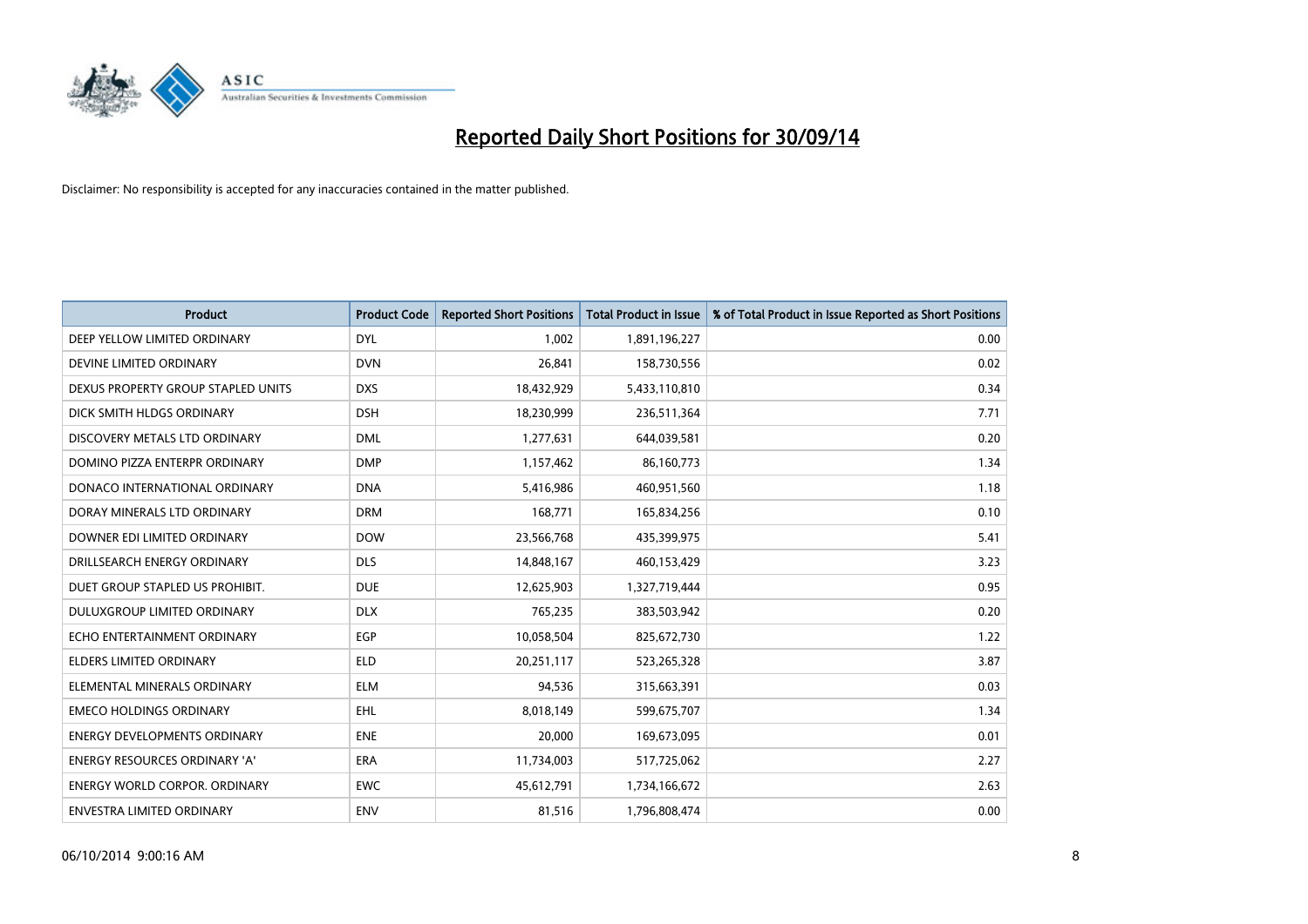# Reported Daily Short Positions for 30/09/14

Disclaimer: No responsibility is accepted for any inaccuracies contained in the matter published.

| Product | Product Code | Reported Short Positions | Total Product in Issue | % of Total Product in Issue Reported as Short Positions |
|---|---|---|---|---|
| DEEP YELLOW LIMITED ORDINARY | DYL | 1,002 | 1,891,196,227 | 0.00 |
| DEVINE LIMITED ORDINARY | DVN | 26,841 | 158,730,556 | 0.02 |
| DEXUS PROPERTY GROUP STAPLED UNITS | DXS | 18,432,929 | 5,433,110,810 | 0.34 |
| DICK SMITH HLDGS ORDINARY | DSH | 18,230,999 | 236,511,364 | 7.71 |
| DISCOVERY METALS LTD ORDINARY | DML | 1,277,631 | 644,039,581 | 0.20 |
| DOMINO PIZZA ENTERPR ORDINARY | DMP | 1,157,462 | 86,160,773 | 1.34 |
| DONACO INTERNATIONAL ORDINARY | DNA | 5,416,986 | 460,951,560 | 1.18 |
| DORAY MINERALS LTD ORDINARY | DRM | 168,771 | 165,834,256 | 0.10 |
| DOWNER EDI LIMITED ORDINARY | DOW | 23,566,768 | 435,399,975 | 5.41 |
| DRILLSEARCH ENERGY ORDINARY | DLS | 14,848,167 | 460,153,429 | 3.23 |
| DUET GROUP STAPLED US PROHIBIT. | DUE | 12,625,903 | 1,327,719,444 | 0.95 |
| DULUXGROUP LIMITED ORDINARY | DLX | 765,235 | 383,503,942 | 0.20 |
| ECHO ENTERTAINMENT ORDINARY | EGP | 10,058,504 | 825,672,730 | 1.22 |
| ELDERS LIMITED ORDINARY | ELD | 20,251,117 | 523,265,328 | 3.87 |
| ELEMENTAL MINERALS ORDINARY | ELM | 94,536 | 315,663,391 | 0.03 |
| EMECO HOLDINGS ORDINARY | EHL | 8,018,149 | 599,675,707 | 1.34 |
| ENERGY DEVELOPMENTS ORDINARY | ENE | 20,000 | 169,673,095 | 0.01 |
| ENERGY RESOURCES ORDINARY 'A' | ERA | 11,734,003 | 517,725,062 | 2.27 |
| ENERGY WORLD CORPOR. ORDINARY | EWC | 45,612,791 | 1,734,166,672 | 2.63 |
| ENVESTRA LIMITED ORDINARY | ENV | 81,516 | 1,796,808,474 | 0.00 |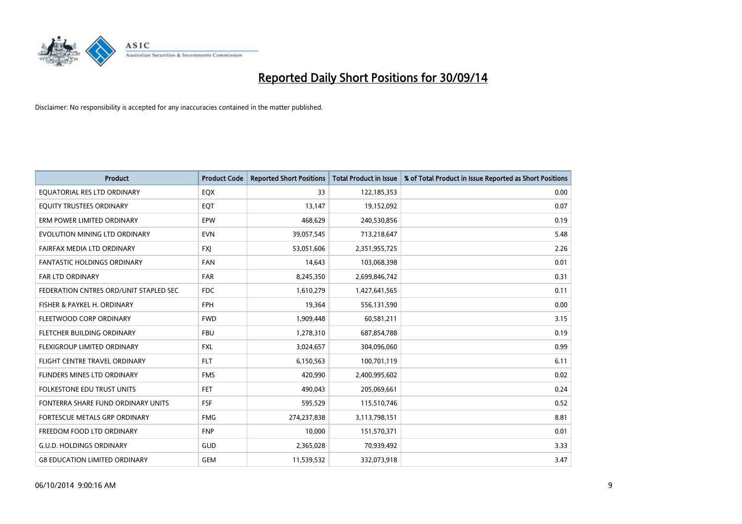# Reported Daily Short Positions for 30/09/14

Disclaimer: No responsibility is accepted for any inaccuracies contained in the matter published.

| Product | Product Code | Reported Short Positions | Total Product in Issue | % of Total Product in Issue Reported as Short Positions |
|---|---|---|---|---|
| EQUATORIAL RES LTD ORDINARY | EQX | 33 | 122,185,353 | 0.00 |
| EQUITY TRUSTEES ORDINARY | EQT | 13,147 | 19,152,092 | 0.07 |
| ERM POWER LIMITED ORDINARY | EPW | 468,629 | 240,530,856 | 0.19 |
| EVOLUTION MINING LTD ORDINARY | EVN | 39,057,545 | 713,218,647 | 5.48 |
| FAIRFAX MEDIA LTD ORDINARY | FXJ | 53,051,606 | 2,351,955,725 | 2.26 |
| FANTASTIC HOLDINGS ORDINARY | FAN | 14,643 | 103,068,398 | 0.01 |
| FAR LTD ORDINARY | FAR | 8,245,350 | 2,699,846,742 | 0.31 |
| FEDERATION CNTRES ORD/UNIT STAPLED SEC | FDC | 1,610,279 | 1,427,641,565 | 0.11 |
| FISHER & PAYKEL H. ORDINARY | FPH | 19,364 | 556,131,590 | 0.00 |
| FLEETWOOD CORP ORDINARY | FWD | 1,909,448 | 60,581,211 | 3.15 |
| FLETCHER BUILDING ORDINARY | FBU | 1,278,310 | 687,854,788 | 0.19 |
| FLEXIGROUP LIMITED ORDINARY | FXL | 3,024,657 | 304,096,060 | 0.99 |
| FLIGHT CENTRE TRAVEL ORDINARY | FLT | 6,150,563 | 100,701,119 | 6.11 |
| FLINDERS MINES LTD ORDINARY | FMS | 420,990 | 2,400,995,602 | 0.02 |
| FOLKESTONE EDU TRUST UNITS | FET | 490,043 | 205,069,661 | 0.24 |
| FONTERRA SHARE FUND ORDINARY UNITS | FSF | 595,529 | 115,510,746 | 0.52 |
| FORTESCUE METALS GRP ORDINARY | FMG | 274,237,838 | 3,113,798,151 | 8.81 |
| FREEDOM FOOD LTD ORDINARY | FNP | 10,000 | 151,570,371 | 0.01 |
| G.U.D. HOLDINGS ORDINARY | GUD | 2,365,028 | 70,939,492 | 3.33 |
| G8 EDUCATION LIMITED ORDINARY | GEM | 11,539,532 | 332,073,918 | 3.47 |

06/10/2014 9:00:16 AM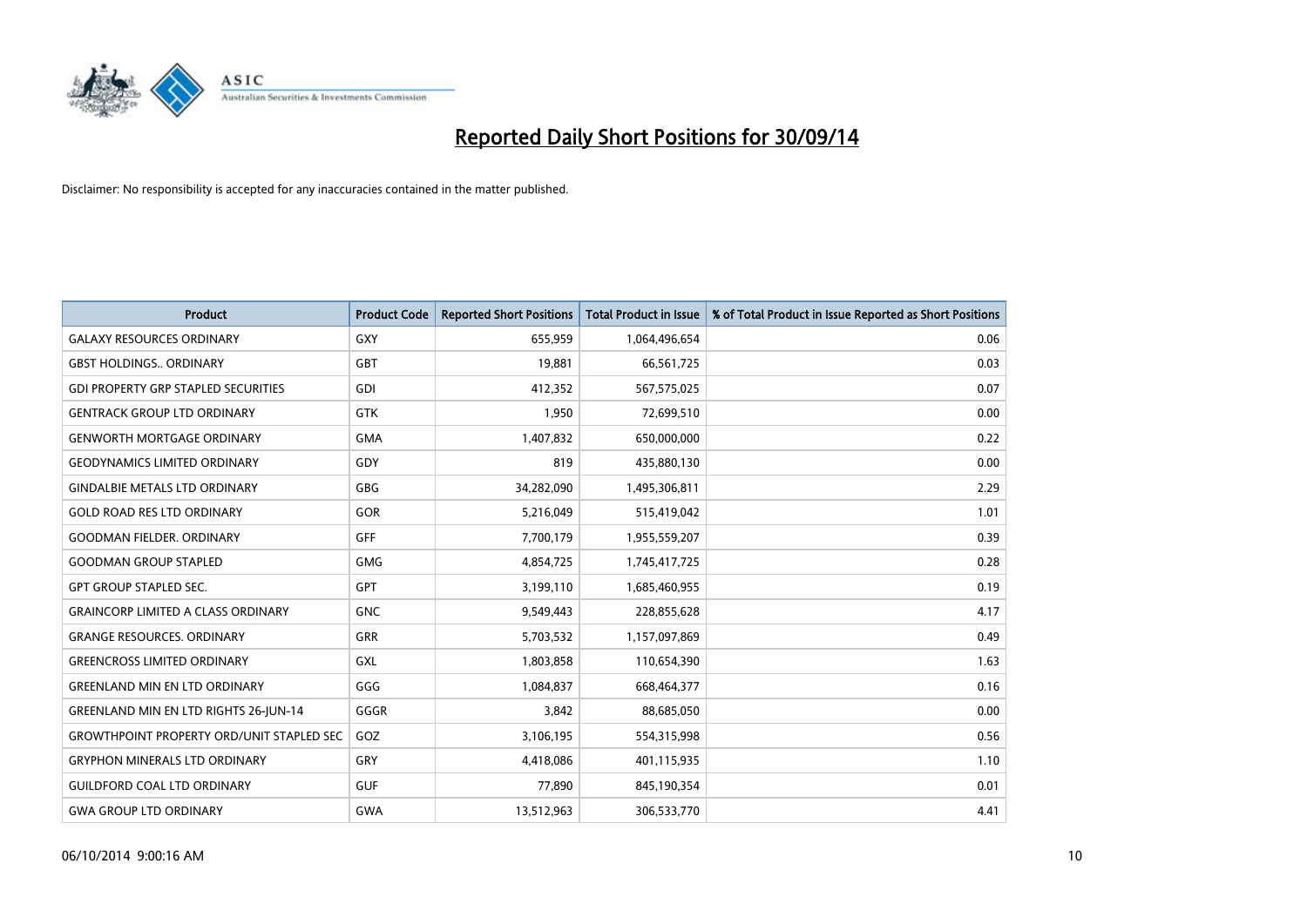# Reported Daily Short Positions for 30/09/14

Disclaimer: No responsibility is accepted for any inaccuracies contained in the matter published.

| Product | Product Code | Reported Short Positions | Total Product in Issue | % of Total Product in Issue Reported as Short Positions |
| --- | --- | --- | --- | --- |
| GALAXY RESOURCES ORDINARY | GXY | 655,959 | 1,064,496,654 | 0.06 |
| GBST HOLDINGS.. ORDINARY | GBT | 19,881 | 66,561,725 | 0.03 |
| GDI PROPERTY GRP STAPLED SECURITIES | GDI | 412,352 | 567,575,025 | 0.07 |
| GENTRACK GROUP LTD ORDINARY | GTK | 1,950 | 72,699,510 | 0.00 |
| GENWORTH MORTGAGE ORDINARY | GMA | 1,407,832 | 650,000,000 | 0.22 |
| GEODYNAMICS LIMITED ORDINARY | GDY | 819 | 435,880,130 | 0.00 |
| GINDALBIE METALS LTD ORDINARY | GBG | 34,282,090 | 1,495,306,811 | 2.29 |
| GOLD ROAD RES LTD ORDINARY | GOR | 5,216,049 | 515,419,042 | 1.01 |
| GOODMAN FIELDER. ORDINARY | GFF | 7,700,179 | 1,955,559,207 | 0.39 |
| GOODMAN GROUP STAPLED | GMG | 4,854,725 | 1,745,417,725 | 0.28 |
| GPT GROUP STAPLED SEC. | GPT | 3,199,110 | 1,685,460,955 | 0.19 |
| GRAINCORP LIMITED A CLASS ORDINARY | GNC | 9,549,443 | 228,855,628 | 4.17 |
| GRANGE RESOURCES. ORDINARY | GRR | 5,703,532 | 1,157,097,869 | 0.49 |
| GREENCROSS LIMITED ORDINARY | GXL | 1,803,858 | 110,654,390 | 1.63 |
| GREENLAND MIN EN LTD ORDINARY | GGG | 1,084,837 | 668,464,377 | 0.16 |
| GREENLAND MIN EN LTD RIGHTS 26-JUN-14 | GGGR | 3,842 | 88,685,050 | 0.00 |
| GROWTHPOINT PROPERTY ORD/UNIT STAPLED SEC | GOZ | 3,106,195 | 554,315,998 | 0.56 |
| GRYPHON MINERALS LTD ORDINARY | GRY | 4,418,086 | 401,115,935 | 1.10 |
| GUILDFORD COAL LTD ORDINARY | GUF | 77,890 | 845,190,354 | 0.01 |
| GWA GROUP LTD ORDINARY | GWA | 13,512,963 | 306,533,770 | 4.41 |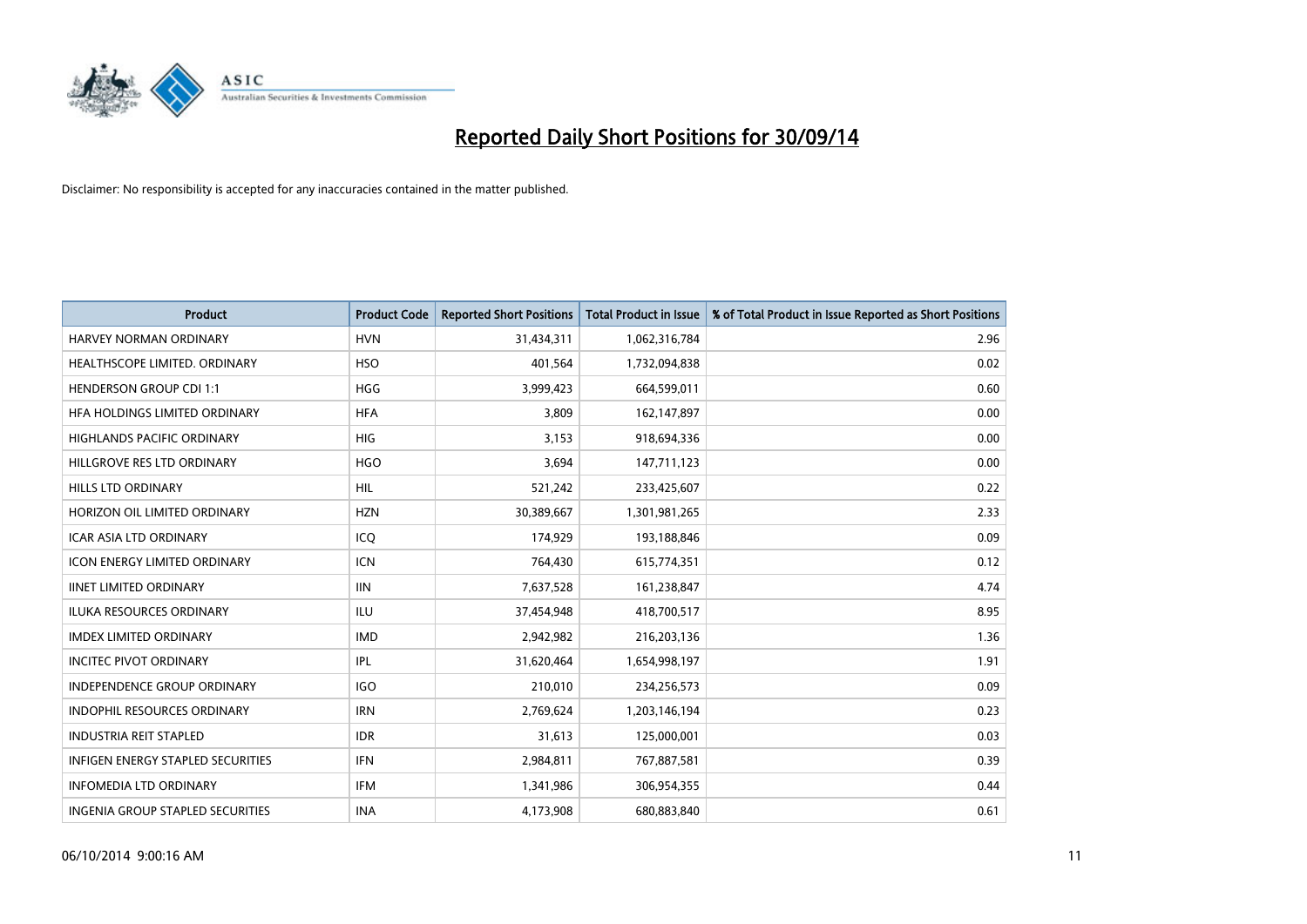# Reported Daily Short Positions for 30/09/14

Disclaimer: No responsibility is accepted for any inaccuracies contained in the matter published.

| Product | Product Code | Reported Short Positions | Total Product in Issue | % of Total Product in Issue Reported as Short Positions |
|---|---|---|---|---|
| HARVEY NORMAN ORDINARY | HVN | 31,434,311 | 1,062,316,784 | 2.96 |
| HEALTHSCOPE LIMITED. ORDINARY | HSO | 401,564 | 1,732,094,838 | 0.02 |
| HENDERSON GROUP CDI 1:1 | HGG | 3,999,423 | 664,599,011 | 0.60 |
| HFA HOLDINGS LIMITED ORDINARY | HFA | 3,809 | 162,147,897 | 0.00 |
| HIGHLANDS PACIFIC ORDINARY | HIG | 3,153 | 918,694,336 | 0.00 |
| HILLGROVE RES LTD ORDINARY | HGO | 3,694 | 147,711,123 | 0.00 |
| HILLS LTD ORDINARY | HIL | 521,242 | 233,425,607 | 0.22 |
| HORIZON OIL LIMITED ORDINARY | HZN | 30,389,667 | 1,301,981,265 | 2.33 |
| ICAR ASIA LTD ORDINARY | ICQ | 174,929 | 193,188,846 | 0.09 |
| ICON ENERGY LIMITED ORDINARY | ICN | 764,430 | 615,774,351 | 0.12 |
| IINET LIMITED ORDINARY | IIN | 7,637,528 | 161,238,847 | 4.74 |
| ILUKA RESOURCES ORDINARY | ILU | 37,454,948 | 418,700,517 | 8.95 |
| IMDEX LIMITED ORDINARY | IMD | 2,942,982 | 216,203,136 | 1.36 |
| INCITEC PIVOT ORDINARY | IPL | 31,620,464 | 1,654,998,197 | 1.91 |
| INDEPENDENCE GROUP ORDINARY | IGO | 210,010 | 234,256,573 | 0.09 |
| INDOPHIL RESOURCES ORDINARY | IRN | 2,769,624 | 1,203,146,194 | 0.23 |
| INDUSTRIA REIT STAPLED | IDR | 31,613 | 125,000,001 | 0.03 |
| INFIGEN ENERGY STAPLED SECURITIES | IFN | 2,984,811 | 767,887,581 | 0.39 |
| INFOMEDIA LTD ORDINARY | IFM | 1,341,986 | 306,954,355 | 0.44 |
| INGENIA GROUP STAPLED SECURITIES | INA | 4,173,908 | 680,883,840 | 0.61 |

06/10/2014 9:00:16 AM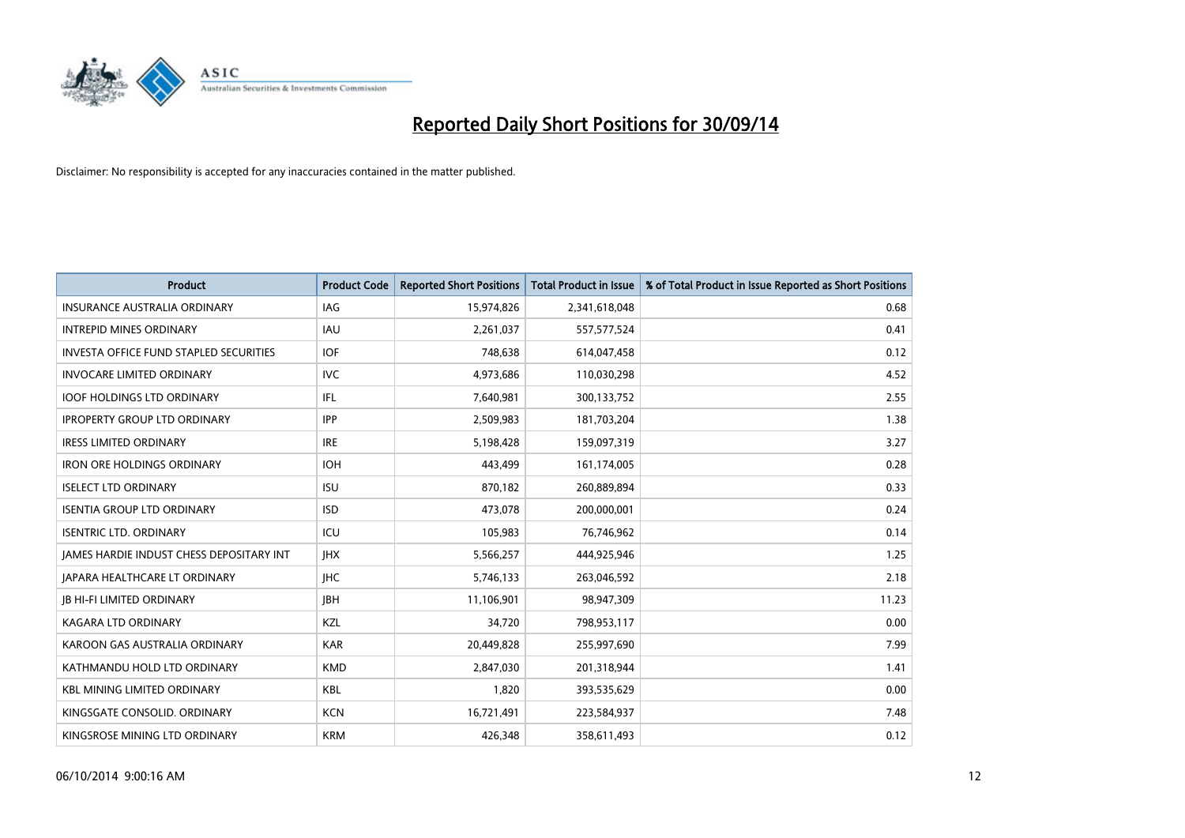# Reported Daily Short Positions for 30/09/14

Disclaimer: No responsibility is accepted for any inaccuracies contained in the matter published.

| Product | Product Code | Reported Short Positions | Total Product in Issue | % of Total Product in Issue Reported as Short Positions |
|---|---|---|---|---|
| INSURANCE AUSTRALIA ORDINARY | IAG | 15,974,826 | 2,341,618,048 | 0.68 |
| INTREPID MINES ORDINARY | IAU | 2,261,037 | 557,577,524 | 0.41 |
| INVESTA OFFICE FUND STAPLED SECURITIES | IOF | 748,638 | 614,047,458 | 0.12 |
| INVOCARE LIMITED ORDINARY | IVC | 4,973,686 | 110,030,298 | 4.52 |
| IOOF HOLDINGS LTD ORDINARY | IFL | 7,640,981 | 300,133,752 | 2.55 |
| IPROPERTY GROUP LTD ORDINARY | IPP | 2,509,983 | 181,703,204 | 1.38 |
| IRESS LIMITED ORDINARY | IRE | 5,198,428 | 159,097,319 | 3.27 |
| IRON ORE HOLDINGS ORDINARY | IOH | 443,499 | 161,174,005 | 0.28 |
| ISELECT LTD ORDINARY | ISU | 870,182 | 260,889,894 | 0.33 |
| ISENTIA GROUP LTD ORDINARY | ISD | 473,078 | 200,000,001 | 0.24 |
| ISENTRIC LTD. ORDINARY | ICU | 105,983 | 76,746,962 | 0.14 |
| JAMES HARDIE INDUST CHESS DEPOSITARY INT | JHX | 5,566,257 | 444,925,946 | 1.25 |
| JAPARA HEALTHCARE LT ORDINARY | JHC | 5,746,133 | 263,046,592 | 2.18 |
| JB HI-FI LIMITED ORDINARY | JBH | 11,106,901 | 98,947,309 | 11.23 |
| KAGARA LTD ORDINARY | KZL | 34,720 | 798,953,117 | 0.00 |
| KAROON GAS AUSTRALIA ORDINARY | KAR | 20,449,828 | 255,997,690 | 7.99 |
| KATHMANDU HOLD LTD ORDINARY | KMD | 2,847,030 | 201,318,944 | 1.41 |
| KBL MINING LIMITED ORDINARY | KBL | 1,820 | 393,535,629 | 0.00 |
| KINGSGATE CONSOLID. ORDINARY | KCN | 16,721,491 | 223,584,937 | 7.48 |
| KINGSROSE MINING LTD ORDINARY | KRM | 426,348 | 358,611,493 | 0.12 |

06/10/2014 9:00:16 AM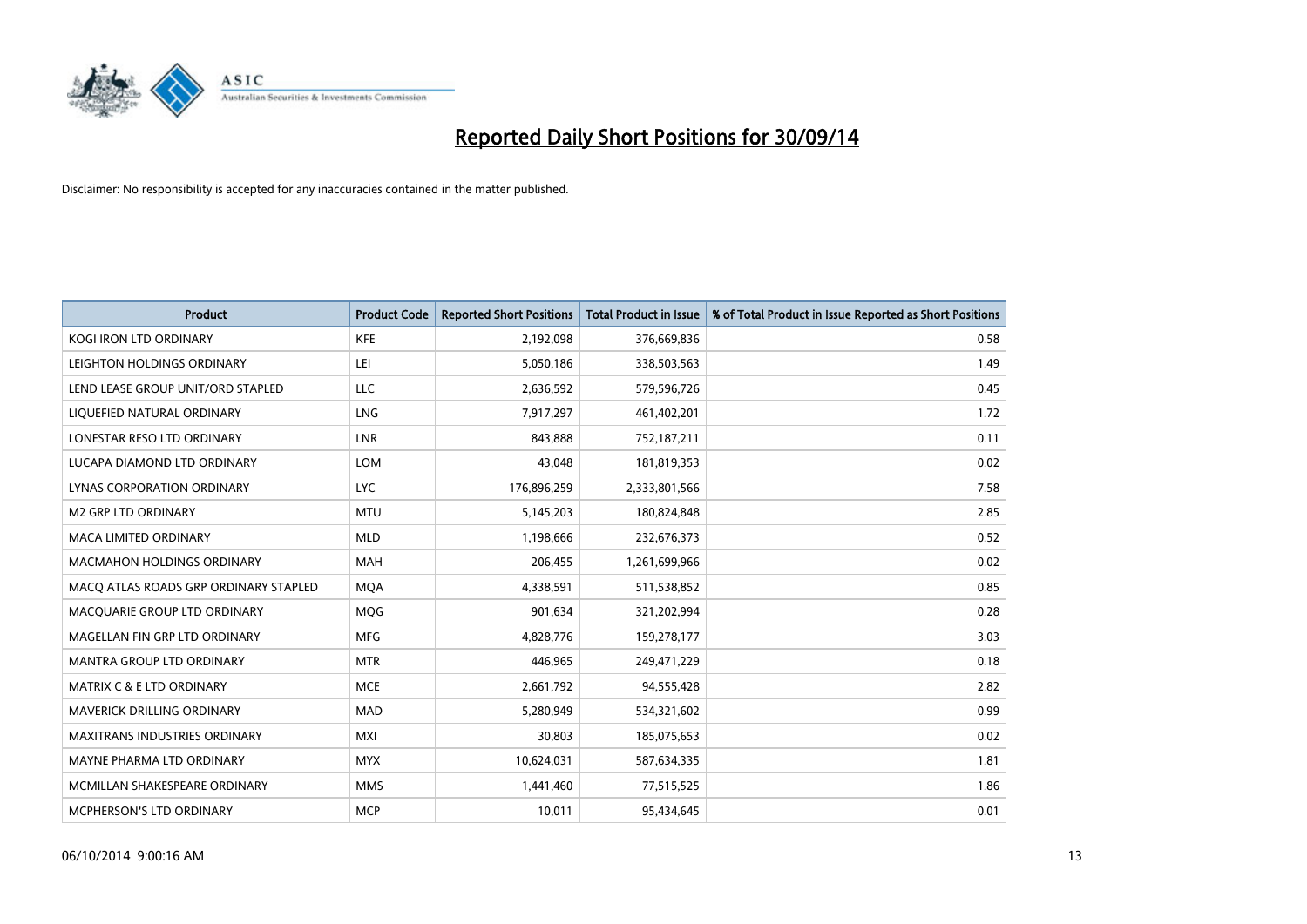# Reported Daily Short Positions for 30/09/14

Disclaimer: No responsibility is accepted for any inaccuracies contained in the matter published.

| Product | Product Code | Reported Short Positions | Total Product in Issue | % of Total Product in Issue Reported as Short Positions |
|---|---|---|---|---|
| KOGI IRON LTD ORDINARY | KFE | 2,192,098 | 376,669,836 | 0.58 |
| LEIGHTON HOLDINGS ORDINARY | LEI | 5,050,186 | 338,503,563 | 1.49 |
| LEND LEASE GROUP UNIT/ORD STAPLED | LLC | 2,636,592 | 579,596,726 | 0.45 |
| LIQUEFIED NATURAL ORDINARY | LNG | 7,917,297 | 461,402,201 | 1.72 |
| LONESTAR RESO LTD ORDINARY | LNR | 843,888 | 752,187,211 | 0.11 |
| LUCAPA DIAMOND LTD ORDINARY | LOM | 43,048 | 181,819,353 | 0.02 |
| LYNAS CORPORATION ORDINARY | LYC | 176,896,259 | 2,333,801,566 | 7.58 |
| M2 GRP LTD ORDINARY | MTU | 5,145,203 | 180,824,848 | 2.85 |
| MACA LIMITED ORDINARY | MLD | 1,198,666 | 232,676,373 | 0.52 |
| MACMAHON HOLDINGS ORDINARY | MAH | 206,455 | 1,261,699,966 | 0.02 |
| MACQ ATLAS ROADS GRP ORDINARY STAPLED | MQA | 4,338,591 | 511,538,852 | 0.85 |
| MACQUARIE GROUP LTD ORDINARY | MQG | 901,634 | 321,202,994 | 0.28 |
| MAGELLAN FIN GRP LTD ORDINARY | MFG | 4,828,776 | 159,278,177 | 3.03 |
| MANTRA GROUP LTD ORDINARY | MTR | 446,965 | 249,471,229 | 0.18 |
| MATRIX C & E LTD ORDINARY | MCE | 2,661,792 | 94,555,428 | 2.82 |
| MAVERICK DRILLING ORDINARY | MAD | 5,280,949 | 534,321,602 | 0.99 |
| MAXITRANS INDUSTRIES ORDINARY | MXI | 30,803 | 185,075,653 | 0.02 |
| MAYNE PHARMA LTD ORDINARY | MYX | 10,624,031 | 587,634,335 | 1.81 |
| MCMILLAN SHAKESPEARE ORDINARY | MMS | 1,441,460 | 77,515,525 | 1.86 |
| MCPHERSON'S LTD ORDINARY | MCP | 10,011 | 95,434,645 | 0.01 |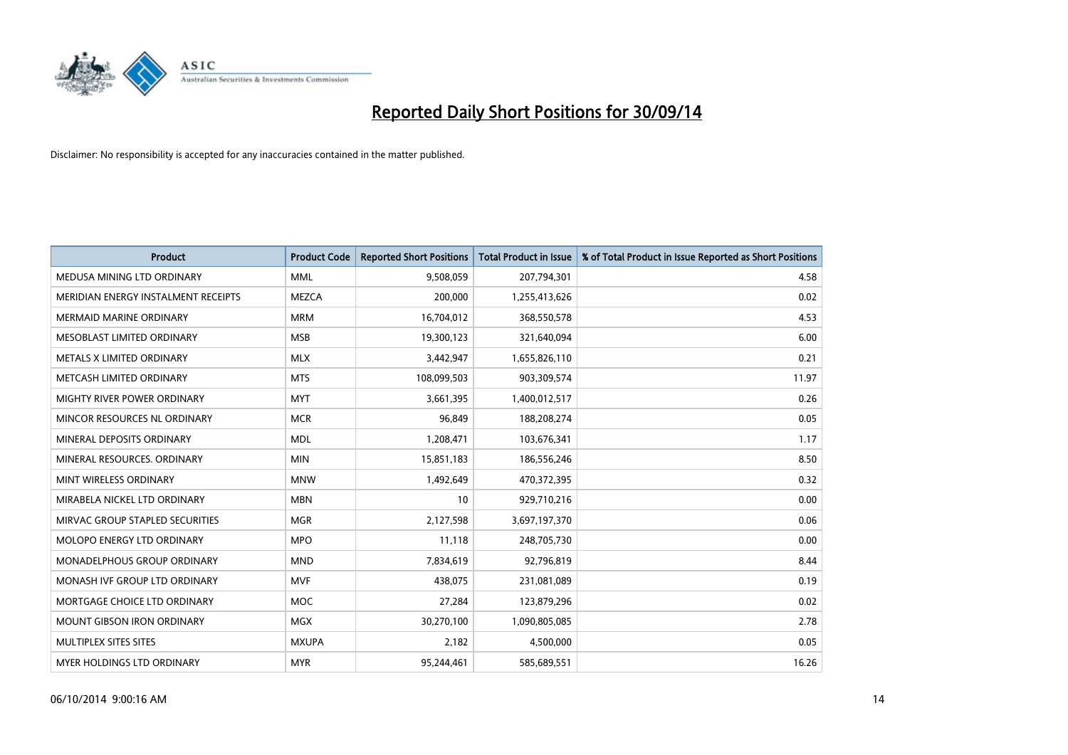# Reported Daily Short Positions for 30/09/14

Disclaimer: No responsibility is accepted for any inaccuracies contained in the matter published.

| Product | Product Code | Reported Short Positions | Total Product in Issue | % of Total Product in Issue Reported as Short Positions |
|---|---|---|---|---|
| MEDUSA MINING LTD ORDINARY | MML | 9,508,059 | 207,794,301 | 4.58 |
| MERIDIAN ENERGY INSTALMENT RECEIPTS | MEZCA | 200,000 | 1,255,413,626 | 0.02 |
| MERMAID MARINE ORDINARY | MRM | 16,704,012 | 368,550,578 | 4.53 |
| MESOBLAST LIMITED ORDINARY | MSB | 19,300,123 | 321,640,094 | 6.00 |
| METALS X LIMITED ORDINARY | MLX | 3,442,947 | 1,655,826,110 | 0.21 |
| METCASH LIMITED ORDINARY | MTS | 108,099,503 | 903,309,574 | 11.97 |
| MIGHTY RIVER POWER ORDINARY | MYT | 3,661,395 | 1,400,012,517 | 0.26 |
| MINCOR RESOURCES NL ORDINARY | MCR | 96,849 | 188,208,274 | 0.05 |
| MINERAL DEPOSITS ORDINARY | MDL | 1,208,471 | 103,676,341 | 1.17 |
| MINERAL RESOURCES. ORDINARY | MIN | 15,851,183 | 186,556,246 | 8.50 |
| MINT WIRELESS ORDINARY | MNW | 1,492,649 | 470,372,395 | 0.32 |
| MIRABELA NICKEL LTD ORDINARY | MBN | 10 | 929,710,216 | 0.00 |
| MIRVAC GROUP STAPLED SECURITIES | MGR | 2,127,598 | 3,697,197,370 | 0.06 |
| MOLOPO ENERGY LTD ORDINARY | MPO | 11,118 | 248,705,730 | 0.00 |
| MONADELPHOUS GROUP ORDINARY | MND | 7,834,619 | 92,796,819 | 8.44 |
| MONASH IVF GROUP LTD ORDINARY | MVF | 438,075 | 231,081,089 | 0.19 |
| MORTGAGE CHOICE LTD ORDINARY | MOC | 27,284 | 123,879,296 | 0.02 |
| MOUNT GIBSON IRON ORDINARY | MGX | 30,270,100 | 1,090,805,085 | 2.78 |
| MULTIPLEX SITES SITES | MXUPA | 2,182 | 4,500,000 | 0.05 |
| MYER HOLDINGS LTD ORDINARY | MYR | 95,244,461 | 585,689,551 | 16.26 |

06/10/2014 9:00:16 AM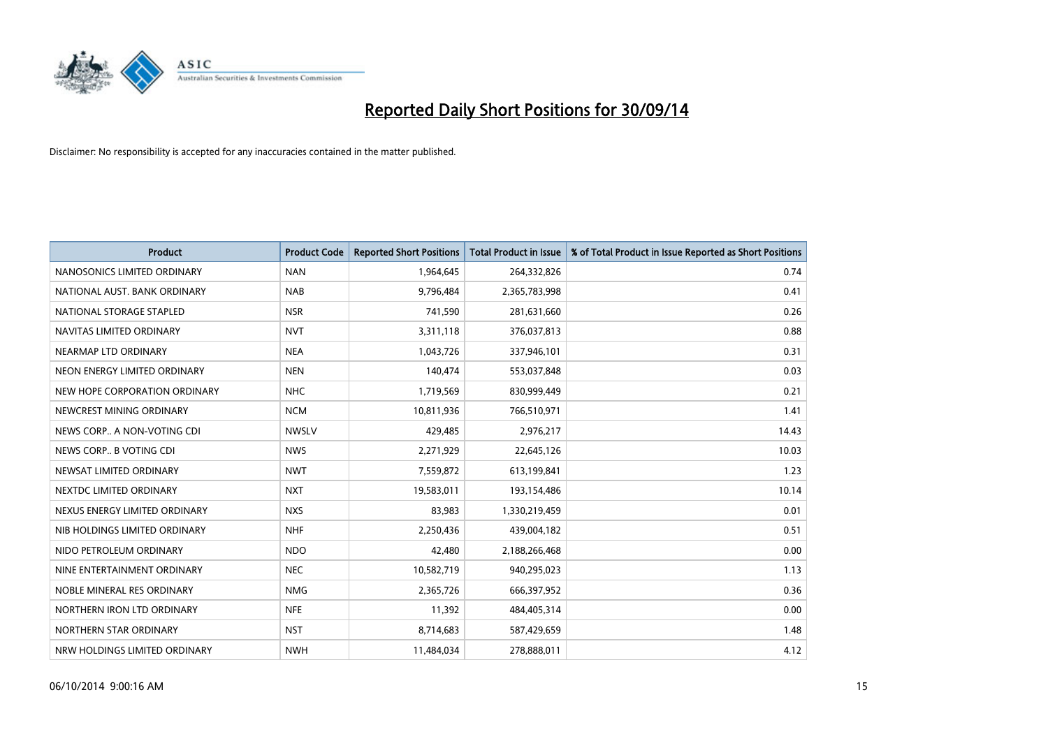# Reported Daily Short Positions for 30/09/14

Disclaimer: No responsibility is accepted for any inaccuracies contained in the matter published.

| Product | Product Code | Reported Short Positions | Total Product in Issue | % of Total Product in Issue Reported as Short Positions |
|---|---|---|---|---|
| NANOSONICS LIMITED ORDINARY | NAN | 1,964,645 | 264,332,826 | 0.74 |
| NATIONAL AUST. BANK ORDINARY | NAB | 9,796,484 | 2,365,783,998 | 0.41 |
| NATIONAL STORAGE STAPLED | NSR | 741,590 | 281,631,660 | 0.26 |
| NAVITAS LIMITED ORDINARY | NVT | 3,311,118 | 376,037,813 | 0.88 |
| NEARMAP LTD ORDINARY | NEA | 1,043,726 | 337,946,101 | 0.31 |
| NEON ENERGY LIMITED ORDINARY | NEN | 140,474 | 553,037,848 | 0.03 |
| NEW HOPE CORPORATION ORDINARY | NHC | 1,719,569 | 830,999,449 | 0.21 |
| NEWCREST MINING ORDINARY | NCM | 10,811,936 | 766,510,971 | 1.41 |
| NEWS CORP.. A NON-VOTING CDI | NWSLV | 429,485 | 2,976,217 | 14.43 |
| NEWS CORP.. B VOTING CDI | NWS | 2,271,929 | 22,645,126 | 10.03 |
| NEWSAT LIMITED ORDINARY | NWT | 7,559,872 | 613,199,841 | 1.23 |
| NEXTDC LIMITED ORDINARY | NXT | 19,583,011 | 193,154,486 | 10.14 |
| NEXUS ENERGY LIMITED ORDINARY | NXS | 83,983 | 1,330,219,459 | 0.01 |
| NIB HOLDINGS LIMITED ORDINARY | NHF | 2,250,436 | 439,004,182 | 0.51 |
| NIDO PETROLEUM ORDINARY | NDO | 42,480 | 2,188,266,468 | 0.00 |
| NINE ENTERTAINMENT ORDINARY | NEC | 10,582,719 | 940,295,023 | 1.13 |
| NOBLE MINERAL RES ORDINARY | NMG | 2,365,726 | 666,397,952 | 0.36 |
| NORTHERN IRON LTD ORDINARY | NFE | 11,392 | 484,405,314 | 0.00 |
| NORTHERN STAR ORDINARY | NST | 8,714,683 | 587,429,659 | 1.48 |
| NRW HOLDINGS LIMITED ORDINARY | NWH | 11,484,034 | 278,888,011 | 4.12 |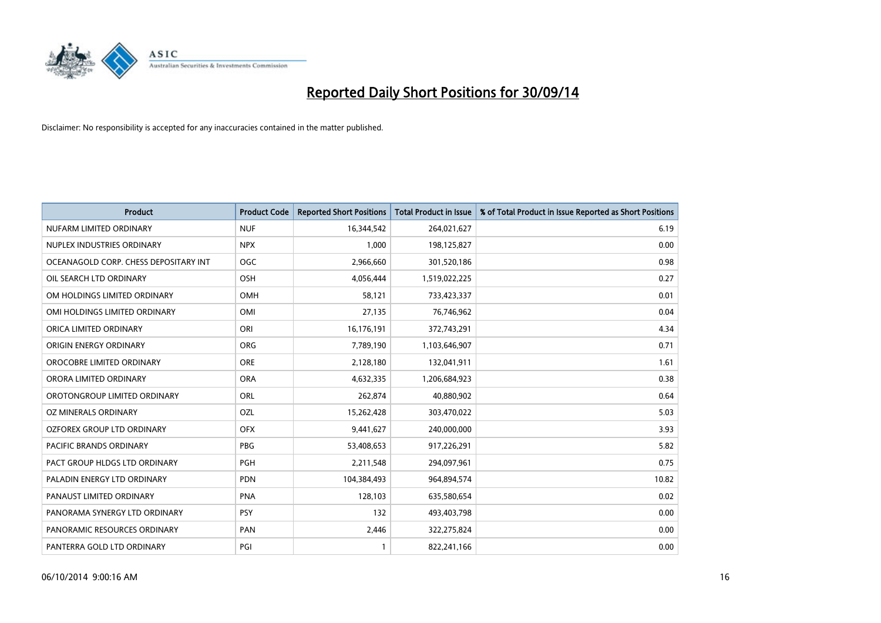# Reported Daily Short Positions for 30/09/14

Disclaimer: No responsibility is accepted for any inaccuracies contained in the matter published.

| Product | Product Code | Reported Short Positions | Total Product in Issue | % of Total Product in Issue Reported as Short Positions |
|---|---|---|---|---|
| NUFARM LIMITED ORDINARY | NUF | 16,344,542 | 264,021,627 | 6.19 |
| NUPLEX INDUSTRIES ORDINARY | NPX | 1,000 | 198,125,827 | 0.00 |
| OCEANAGOLD CORP. CHESS DEPOSITARY INT | OGC | 2,966,660 | 301,520,186 | 0.98 |
| OIL SEARCH LTD ORDINARY | OSH | 4,056,444 | 1,519,022,225 | 0.27 |
| OM HOLDINGS LIMITED ORDINARY | OMH | 58,121 | 733,423,337 | 0.01 |
| OMI HOLDINGS LIMITED ORDINARY | OMI | 27,135 | 76,746,962 | 0.04 |
| ORICA LIMITED ORDINARY | ORI | 16,176,191 | 372,743,291 | 4.34 |
| ORIGIN ENERGY ORDINARY | ORG | 7,789,190 | 1,103,646,907 | 0.71 |
| OROCOBRE LIMITED ORDINARY | ORE | 2,128,180 | 132,041,911 | 1.61 |
| ORORA LIMITED ORDINARY | ORA | 4,632,335 | 1,206,684,923 | 0.38 |
| OROTONGROUP LIMITED ORDINARY | ORL | 262,874 | 40,880,902 | 0.64 |
| OZ MINERALS ORDINARY | OZL | 15,262,428 | 303,470,022 | 5.03 |
| OZFOREX GROUP LTD ORDINARY | OFX | 9,441,627 | 240,000,000 | 3.93 |
| PACIFIC BRANDS ORDINARY | PBG | 53,408,653 | 917,226,291 | 5.82 |
| PACT GROUP HLDGS LTD ORDINARY | PGH | 2,211,548 | 294,097,961 | 0.75 |
| PALADIN ENERGY LTD ORDINARY | PDN | 104,384,493 | 964,894,574 | 10.82 |
| PANAUST LIMITED ORDINARY | PNA | 128,103 | 635,580,654 | 0.02 |
| PANORAMA SYNERGY LTD ORDINARY | PSY | 132 | 493,403,798 | 0.00 |
| PANORAMIC RESOURCES ORDINARY | PAN | 2,446 | 322,275,824 | 0.00 |
| PANTERRA GOLD LTD ORDINARY | PGI | 1 | 822,241,166 | 0.00 |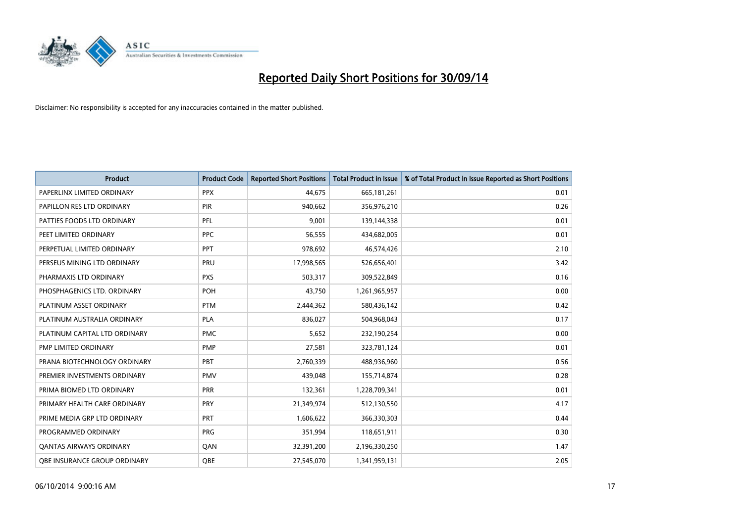# Reported Daily Short Positions for 30/09/14

Disclaimer: No responsibility is accepted for any inaccuracies contained in the matter published.

| Product | Product Code | Reported Short Positions | Total Product in Issue | % of Total Product in Issue Reported as Short Positions |
|---|---|---|---|---|
| PAPERLINX LIMITED ORDINARY | PPX | 44,675 | 665,181,261 | 0.01 |
| PAPILLON RES LTD ORDINARY | PIR | 940,662 | 356,976,210 | 0.26 |
| PATTIES FOODS LTD ORDINARY | PFL | 9,001 | 139,144,338 | 0.01 |
| PEET LIMITED ORDINARY | PPC | 56,555 | 434,682,005 | 0.01 |
| PERPETUAL LIMITED ORDINARY | PPT | 978,692 | 46,574,426 | 2.10 |
| PERSEUS MINING LTD ORDINARY | PRU | 17,998,565 | 526,656,401 | 3.42 |
| PHARMAXIS LTD ORDINARY | PXS | 503,317 | 309,522,849 | 0.16 |
| PHOSPHAGENICS LTD. ORDINARY | POH | 43,750 | 1,261,965,957 | 0.00 |
| PLATINUM ASSET ORDINARY | PTM | 2,444,362 | 580,436,142 | 0.42 |
| PLATINUM AUSTRALIA ORDINARY | PLA | 836,027 | 504,968,043 | 0.17 |
| PLATINUM CAPITAL LTD ORDINARY | PMC | 5,652 | 232,190,254 | 0.00 |
| PMP LIMITED ORDINARY | PMP | 27,581 | 323,781,124 | 0.01 |
| PRANA BIOTECHNOLOGY ORDINARY | PBT | 2,760,339 | 488,936,960 | 0.56 |
| PREMIER INVESTMENTS ORDINARY | PMV | 439,048 | 155,714,874 | 0.28 |
| PRIMA BIOMED LTD ORDINARY | PRR | 132,361 | 1,228,709,341 | 0.01 |
| PRIMARY HEALTH CARE ORDINARY | PRY | 21,349,974 | 512,130,550 | 4.17 |
| PRIME MEDIA GRP LTD ORDINARY | PRT | 1,606,622 | 366,330,303 | 0.44 |
| PROGRAMMED ORDINARY | PRG | 351,994 | 118,651,911 | 0.30 |
| QANTAS AIRWAYS ORDINARY | QAN | 32,391,200 | 2,196,330,250 | 1.47 |
| QBE INSURANCE GROUP ORDINARY | QBE | 27,545,070 | 1,341,959,131 | 2.05 |

06/10/2014 9:00:16 AM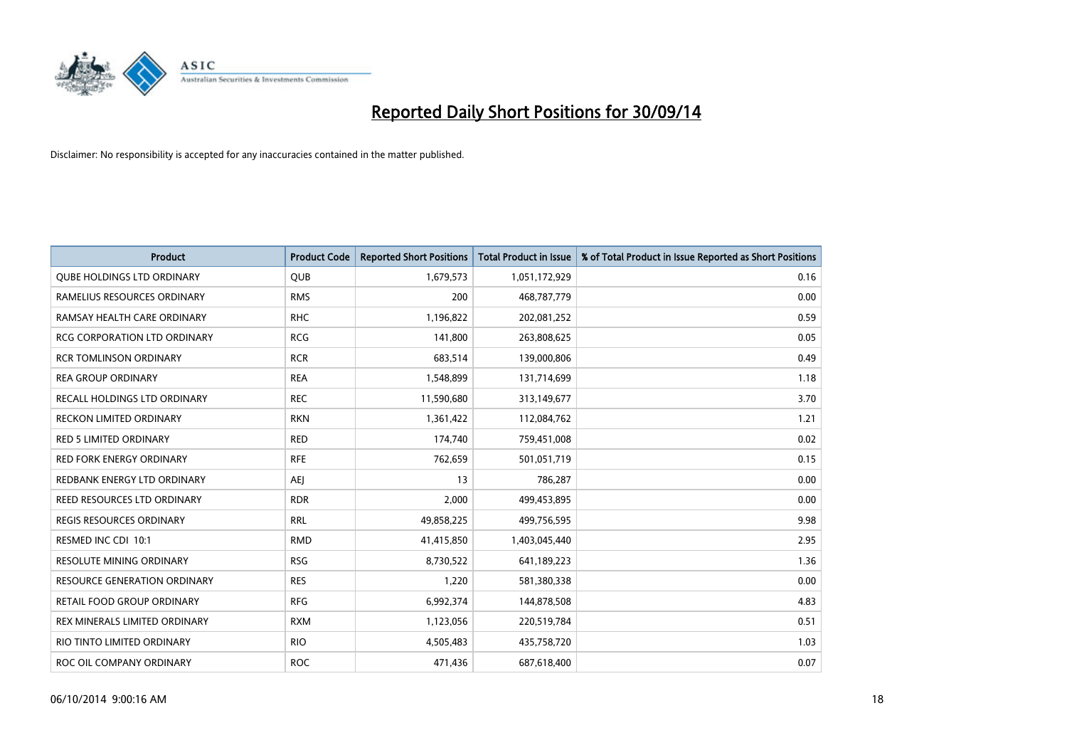# Reported Daily Short Positions for 30/09/14

Disclaimer: No responsibility is accepted for any inaccuracies contained in the matter published.

| Product | Product Code | Reported Short Positions | Total Product in Issue | % of Total Product in Issue Reported as Short Positions |
|---|---|---|---|---|
| QUBE HOLDINGS LTD ORDINARY | QUB | 1,679,573 | 1,051,172,929 | 0.16 |
| RAMELIUS RESOURCES ORDINARY | RMS | 200 | 468,787,779 | 0.00 |
| RAMSAY HEALTH CARE ORDINARY | RHC | 1,196,822 | 202,081,252 | 0.59 |
| RCG CORPORATION LTD ORDINARY | RCG | 141,800 | 263,808,625 | 0.05 |
| RCR TOMLINSON ORDINARY | RCR | 683,514 | 139,000,806 | 0.49 |
| REA GROUP ORDINARY | REA | 1,548,899 | 131,714,699 | 1.18 |
| RECALL HOLDINGS LTD ORDINARY | REC | 11,590,680 | 313,149,677 | 3.70 |
| RECKON LIMITED ORDINARY | RKN | 1,361,422 | 112,084,762 | 1.21 |
| RED 5 LIMITED ORDINARY | RED | 174,740 | 759,451,008 | 0.02 |
| RED FORK ENERGY ORDINARY | RFE | 762,659 | 501,051,719 | 0.15 |
| REDBANK ENERGY LTD ORDINARY | AEJ | 13 | 786,287 | 0.00 |
| REED RESOURCES LTD ORDINARY | RDR | 2,000 | 499,453,895 | 0.00 |
| REGIS RESOURCES ORDINARY | RRL | 49,858,225 | 499,756,595 | 9.98 |
| RESMED INC CDI 10:1 | RMD | 41,415,850 | 1,403,045,440 | 2.95 |
| RESOLUTE MINING ORDINARY | RSG | 8,730,522 | 641,189,223 | 1.36 |
| RESOURCE GENERATION ORDINARY | RES | 1,220 | 581,380,338 | 0.00 |
| RETAIL FOOD GROUP ORDINARY | RFG | 6,992,374 | 144,878,508 | 4.83 |
| REX MINERALS LIMITED ORDINARY | RXM | 1,123,056 | 220,519,784 | 0.51 |
| RIO TINTO LIMITED ORDINARY | RIO | 4,505,483 | 435,758,720 | 1.03 |
| ROC OIL COMPANY ORDINARY | ROC | 471,436 | 687,618,400 | 0.07 |

06/10/2014 9:00:16 AM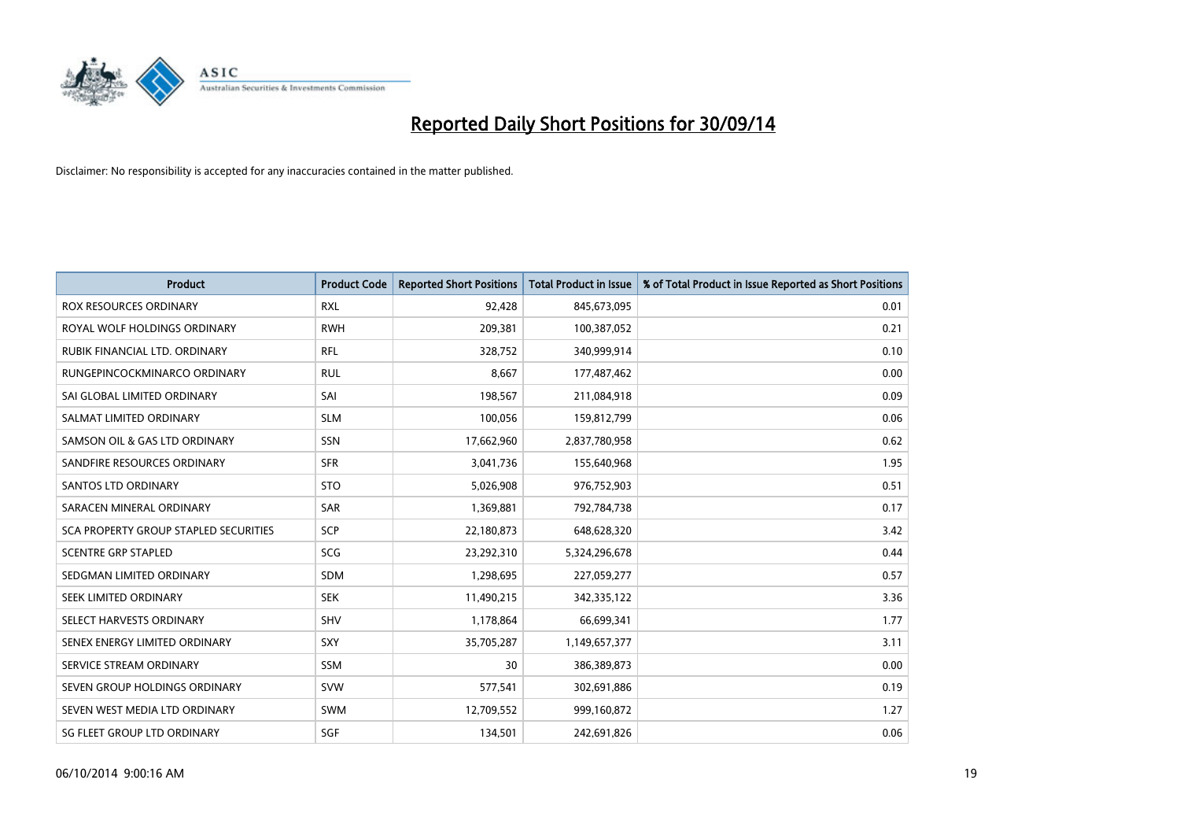# Reported Daily Short Positions for 30/09/14

Disclaimer: No responsibility is accepted for any inaccuracies contained in the matter published.

| Product | Product Code | Reported Short Positions | Total Product in Issue | % of Total Product in Issue Reported as Short Positions |
|---|---|---|---|---|
| ROX RESOURCES ORDINARY | RXL | 92,428 | 845,673,095 | 0.01 |
| ROYAL WOLF HOLDINGS ORDINARY | RWH | 209,381 | 100,387,052 | 0.21 |
| RUBIK FINANCIAL LTD. ORDINARY | RFL | 328,752 | 340,999,914 | 0.10 |
| RUNGEPINCOCKMINARCO ORDINARY | RUL | 8,667 | 177,487,462 | 0.00 |
| SAI GLOBAL LIMITED ORDINARY | SAI | 198,567 | 211,084,918 | 0.09 |
| SALMAT LIMITED ORDINARY | SLM | 100,056 | 159,812,799 | 0.06 |
| SAMSON OIL & GAS LTD ORDINARY | SSN | 17,662,960 | 2,837,780,958 | 0.62 |
| SANDFIRE RESOURCES ORDINARY | SFR | 3,041,736 | 155,640,968 | 1.95 |
| SANTOS LTD ORDINARY | STO | 5,026,908 | 976,752,903 | 0.51 |
| SARACEN MINERAL ORDINARY | SAR | 1,369,881 | 792,784,738 | 0.17 |
| SCA PROPERTY GROUP STAPLED SECURITIES | SCP | 22,180,873 | 648,628,320 | 3.42 |
| SCENTRE GRP STAPLED | SCG | 23,292,310 | 5,324,296,678 | 0.44 |
| SEDGMAN LIMITED ORDINARY | SDM | 1,298,695 | 227,059,277 | 0.57 |
| SEEK LIMITED ORDINARY | SEK | 11,490,215 | 342,335,122 | 3.36 |
| SELECT HARVESTS ORDINARY | SHV | 1,178,864 | 66,699,341 | 1.77 |
| SENEX ENERGY LIMITED ORDINARY | SXY | 35,705,287 | 1,149,657,377 | 3.11 |
| SERVICE STREAM ORDINARY | SSM | 30 | 386,389,873 | 0.00 |
| SEVEN GROUP HOLDINGS ORDINARY | SVW | 577,541 | 302,691,886 | 0.19 |
| SEVEN WEST MEDIA LTD ORDINARY | SWM | 12,709,552 | 999,160,872 | 1.27 |
| SG FLEET GROUP LTD ORDINARY | SGF | 134,501 | 242,691,826 | 0.06 |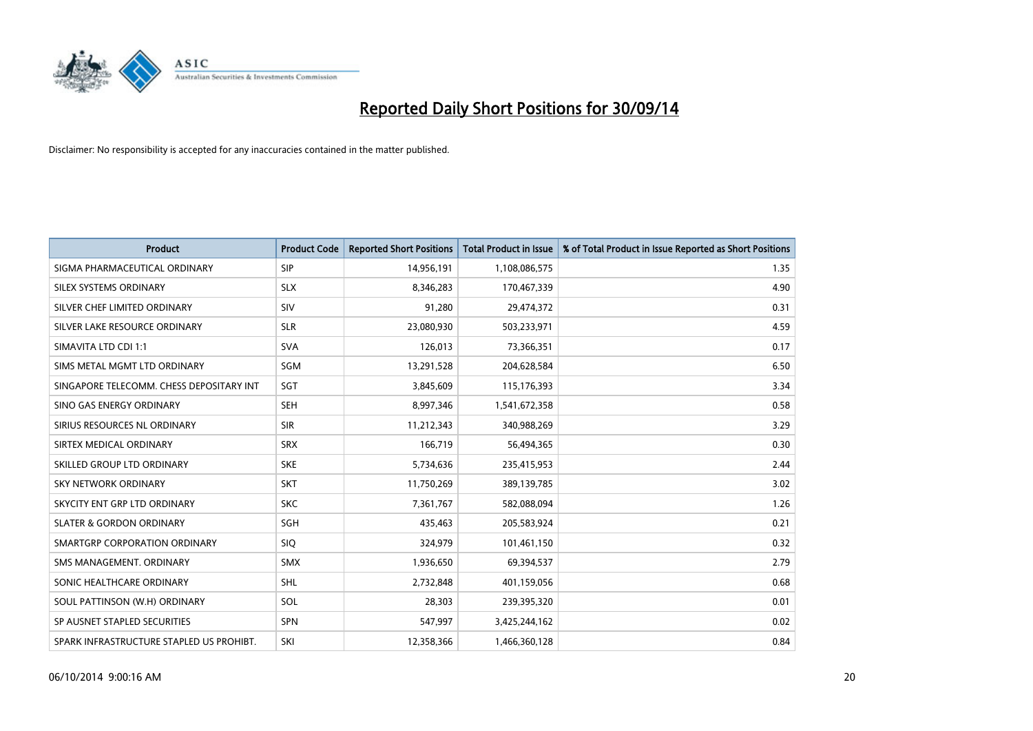# Reported Daily Short Positions for 30/09/14

Disclaimer: No responsibility is accepted for any inaccuracies contained in the matter published.

| Product | Product Code | Reported Short Positions | Total Product in Issue | % of Total Product in Issue Reported as Short Positions |
|---|---|---|---|---|
| SIGMA PHARMACEUTICAL ORDINARY | SIP | 14,956,191 | 1,108,086,575 | 1.35 |
| SILEX SYSTEMS ORDINARY | SLX | 8,346,283 | 170,467,339 | 4.90 |
| SILVER CHEF LIMITED ORDINARY | SIV | 91,280 | 29,474,372 | 0.31 |
| SILVER LAKE RESOURCE ORDINARY | SLR | 23,080,930 | 503,233,971 | 4.59 |
| SIMAVITA LTD CDI 1:1 | SVA | 126,013 | 73,366,351 | 0.17 |
| SIMS METAL MGMT LTD ORDINARY | SGM | 13,291,528 | 204,628,584 | 6.50 |
| SINGAPORE TELECOMM. CHESS DEPOSITARY INT | SGT | 3,845,609 | 115,176,393 | 3.34 |
| SINO GAS ENERGY ORDINARY | SEH | 8,997,346 | 1,541,672,358 | 0.58 |
| SIRIUS RESOURCES NL ORDINARY | SIR | 11,212,343 | 340,988,269 | 3.29 |
| SIRTEX MEDICAL ORDINARY | SRX | 166,719 | 56,494,365 | 0.30 |
| SKILLED GROUP LTD ORDINARY | SKE | 5,734,636 | 235,415,953 | 2.44 |
| SKY NETWORK ORDINARY | SKT | 11,750,269 | 389,139,785 | 3.02 |
| SKYCITY ENT GRP LTD ORDINARY | SKC | 7,361,767 | 582,088,094 | 1.26 |
| SLATER & GORDON ORDINARY | SGH | 435,463 | 205,583,924 | 0.21 |
| SMARTGRP CORPORATION ORDINARY | SIQ | 324,979 | 101,461,150 | 0.32 |
| SMS MANAGEMENT. ORDINARY | SMX | 1,936,650 | 69,394,537 | 2.79 |
| SONIC HEALTHCARE ORDINARY | SHL | 2,732,848 | 401,159,056 | 0.68 |
| SOUL PATTINSON (W.H) ORDINARY | SOL | 28,303 | 239,395,320 | 0.01 |
| SP AUSNET STAPLED SECURITIES | SPN | 547,997 | 3,425,244,162 | 0.02 |
| SPARK INFRASTRUCTURE STAPLED US PROHIBT. | SKI | 12,358,366 | 1,466,360,128 | 0.84 |

06/10/2014 9:00:16 AM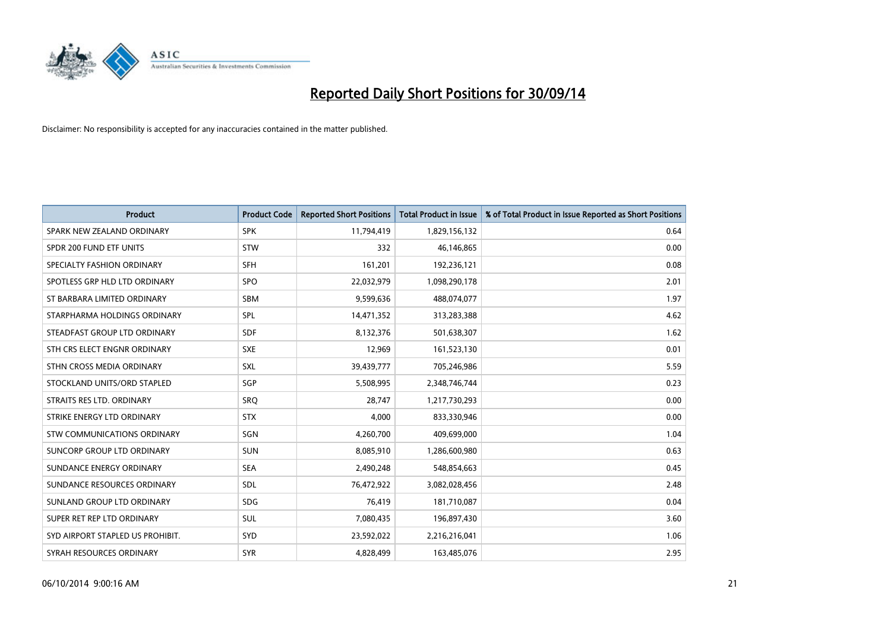# Reported Daily Short Positions for 30/09/14

Disclaimer: No responsibility is accepted for any inaccuracies contained in the matter published.

| Product | Product Code | Reported Short Positions | Total Product in Issue | % of Total Product in Issue Reported as Short Positions |
|---|---|---|---|---|
| SPARK NEW ZEALAND ORDINARY | SPK | 11,794,419 | 1,829,156,132 | 0.64 |
| SPDR 200 FUND ETF UNITS | STW | 332 | 46,146,865 | 0.00 |
| SPECIALTY FASHION ORDINARY | SFH | 161,201 | 192,236,121 | 0.08 |
| SPOTLESS GRP HLD LTD ORDINARY | SPO | 22,032,979 | 1,098,290,178 | 2.01 |
| ST BARBARA LIMITED ORDINARY | SBM | 9,599,636 | 488,074,077 | 1.97 |
| STARPHARMA HOLDINGS ORDINARY | SPL | 14,471,352 | 313,283,388 | 4.62 |
| STEADFAST GROUP LTD ORDINARY | SDF | 8,132,376 | 501,638,307 | 1.62 |
| STH CRS ELECT ENGNR ORDINARY | SXE | 12,969 | 161,523,130 | 0.01 |
| STHN CROSS MEDIA ORDINARY | SXL | 39,439,777 | 705,246,986 | 5.59 |
| STOCKLAND UNITS/ORD STAPLED | SGP | 5,508,995 | 2,348,746,744 | 0.23 |
| STRAITS RES LTD. ORDINARY | SRQ | 28,747 | 1,217,730,293 | 0.00 |
| STRIKE ENERGY LTD ORDINARY | STX | 4,000 | 833,330,946 | 0.00 |
| STW COMMUNICATIONS ORDINARY | SGN | 4,260,700 | 409,699,000 | 1.04 |
| SUNCORP GROUP LTD ORDINARY | SUN | 8,085,910 | 1,286,600,980 | 0.63 |
| SUNDANCE ENERGY ORDINARY | SEA | 2,490,248 | 548,854,663 | 0.45 |
| SUNDANCE RESOURCES ORDINARY | SDL | 76,472,922 | 3,082,028,456 | 2.48 |
| SUNLAND GROUP LTD ORDINARY | SDG | 76,419 | 181,710,087 | 0.04 |
| SUPER RET REP LTD ORDINARY | SUL | 7,080,435 | 196,897,430 | 3.60 |
| SYD AIRPORT STAPLED US PROHIBIT. | SYD | 23,592,022 | 2,216,216,041 | 1.06 |
| SYRAH RESOURCES ORDINARY | SYR | 4,828,499 | 163,485,076 | 2.95 |

06/10/2014 9:00:16 AM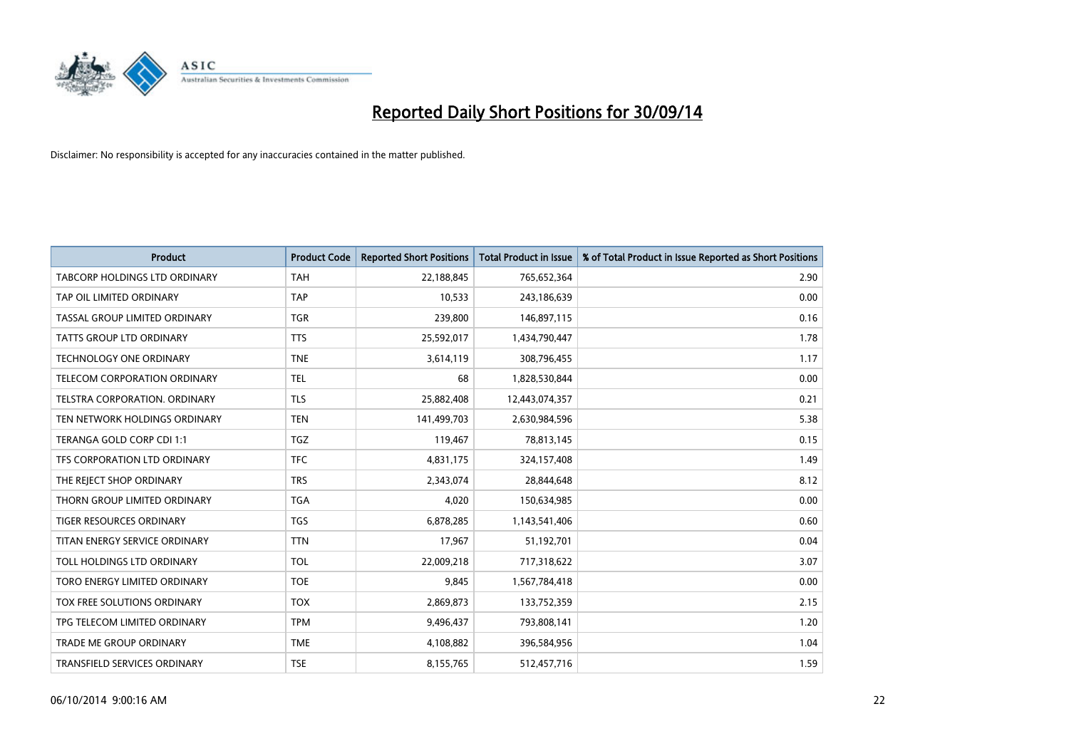# Reported Daily Short Positions for 30/09/14

Disclaimer: No responsibility is accepted for any inaccuracies contained in the matter published.

| Product | Product Code | Reported Short Positions | Total Product in Issue | % of Total Product in Issue Reported as Short Positions |
|---|---|---|---|---|
| TABCORP HOLDINGS LTD ORDINARY | TAH | 22,188,845 | 765,652,364 | 2.90 |
| TAP OIL LIMITED ORDINARY | TAP | 10,533 | 243,186,639 | 0.00 |
| TASSAL GROUP LIMITED ORDINARY | TGR | 239,800 | 146,897,115 | 0.16 |
| TATTS GROUP LTD ORDINARY | TTS | 25,592,017 | 1,434,790,447 | 1.78 |
| TECHNOLOGY ONE ORDINARY | TNE | 3,614,119 | 308,796,455 | 1.17 |
| TELECOM CORPORATION ORDINARY | TEL | 68 | 1,828,530,844 | 0.00 |
| TELSTRA CORPORATION. ORDINARY | TLS | 25,882,408 | 12,443,074,357 | 0.21 |
| TEN NETWORK HOLDINGS ORDINARY | TEN | 141,499,703 | 2,630,984,596 | 5.38 |
| TERANGA GOLD CORP CDI 1:1 | TGZ | 119,467 | 78,813,145 | 0.15 |
| TFS CORPORATION LTD ORDINARY | TFC | 4,831,175 | 324,157,408 | 1.49 |
| THE REJECT SHOP ORDINARY | TRS | 2,343,074 | 28,844,648 | 8.12 |
| THORN GROUP LIMITED ORDINARY | TGA | 4,020 | 150,634,985 | 0.00 |
| TIGER RESOURCES ORDINARY | TGS | 6,878,285 | 1,143,541,406 | 0.60 |
| TITAN ENERGY SERVICE ORDINARY | TTN | 17,967 | 51,192,701 | 0.04 |
| TOLL HOLDINGS LTD ORDINARY | TOL | 22,009,218 | 717,318,622 | 3.07 |
| TORO ENERGY LIMITED ORDINARY | TOE | 9,845 | 1,567,784,418 | 0.00 |
| TOX FREE SOLUTIONS ORDINARY | TOX | 2,869,873 | 133,752,359 | 2.15 |
| TPG TELECOM LIMITED ORDINARY | TPM | 9,496,437 | 793,808,141 | 1.20 |
| TRADE ME GROUP ORDINARY | TME | 4,108,882 | 396,584,956 | 1.04 |
| TRANSFIELD SERVICES ORDINARY | TSE | 8,155,765 | 512,457,716 | 1.59 |

06/10/2014 9:00:16 AM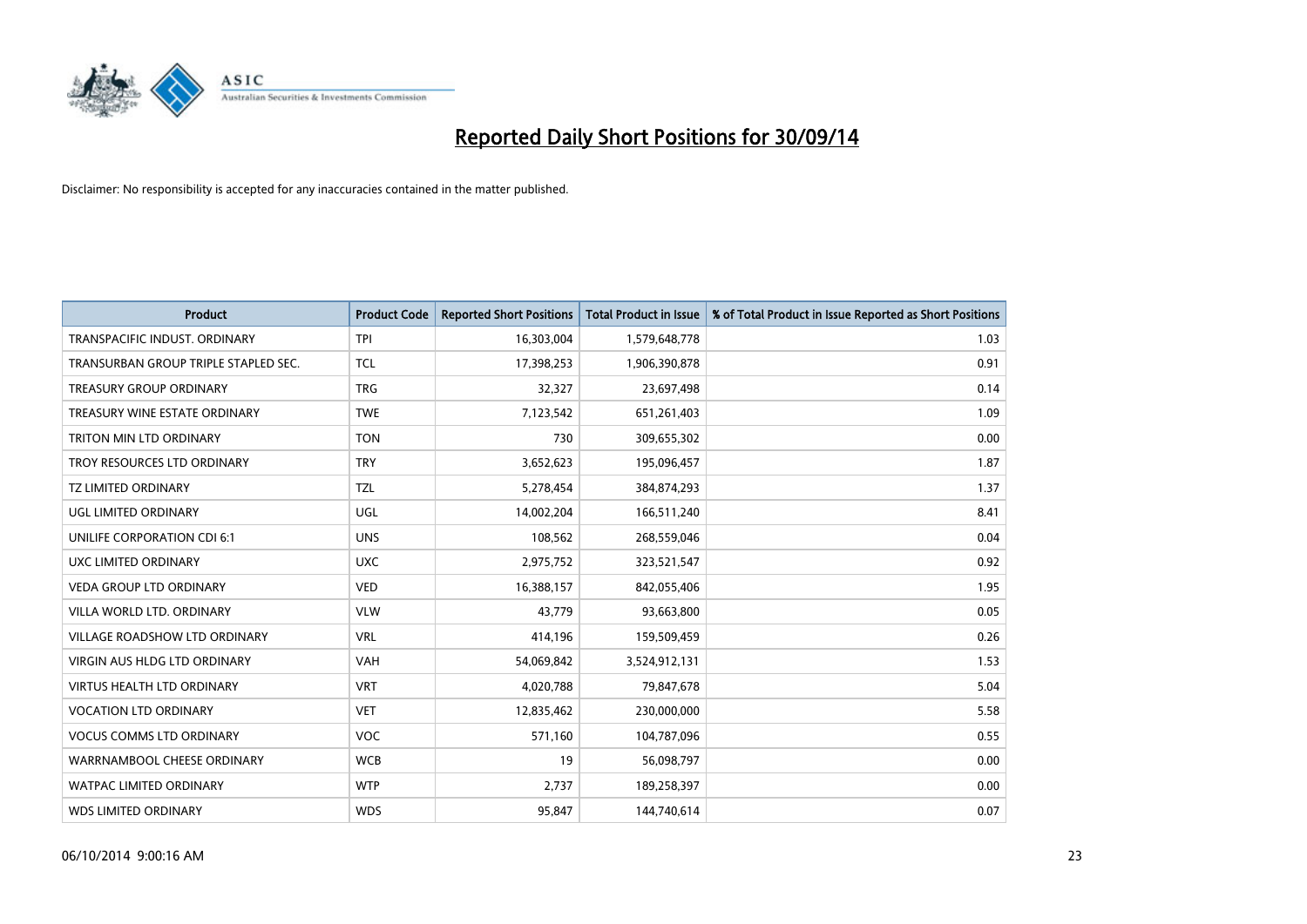# Reported Daily Short Positions for 30/09/14

Disclaimer: No responsibility is accepted for any inaccuracies contained in the matter published.

| Product | Product Code | Reported Short Positions | Total Product in Issue | % of Total Product in Issue Reported as Short Positions |
|---|---|---|---|---|
| TRANSPACIFIC INDUST. ORDINARY | TPI | 16,303,004 | 1,579,648,778 | 1.03 |
| TRANSURBAN GROUP TRIPLE STAPLED SEC. | TCL | 17,398,253 | 1,906,390,878 | 0.91 |
| TREASURY GROUP ORDINARY | TRG | 32,327 | 23,697,498 | 0.14 |
| TREASURY WINE ESTATE ORDINARY | TWE | 7,123,542 | 651,261,403 | 1.09 |
| TRITON MIN LTD ORDINARY | TON | 730 | 309,655,302 | 0.00 |
| TROY RESOURCES LTD ORDINARY | TRY | 3,652,623 | 195,096,457 | 1.87 |
| TZ LIMITED ORDINARY | TZL | 5,278,454 | 384,874,293 | 1.37 |
| UGL LIMITED ORDINARY | UGL | 14,002,204 | 166,511,240 | 8.41 |
| UNILIFE CORPORATION CDI 6:1 | UNS | 108,562 | 268,559,046 | 0.04 |
| UXC LIMITED ORDINARY | UXC | 2,975,752 | 323,521,547 | 0.92 |
| VEDA GROUP LTD ORDINARY | VED | 16,388,157 | 842,055,406 | 1.95 |
| VILLA WORLD LTD. ORDINARY | VLW | 43,779 | 93,663,800 | 0.05 |
| VILLAGE ROADSHOW LTD ORDINARY | VRL | 414,196 | 159,509,459 | 0.26 |
| VIRGIN AUS HLDG LTD ORDINARY | VAH | 54,069,842 | 3,524,912,131 | 1.53 |
| VIRTUS HEALTH LTD ORDINARY | VRT | 4,020,788 | 79,847,678 | 5.04 |
| VOCATION LTD ORDINARY | VET | 12,835,462 | 230,000,000 | 5.58 |
| VOCUS COMMS LTD ORDINARY | VOC | 571,160 | 104,787,096 | 0.55 |
| WARRNAMBOOL CHEESE ORDINARY | WCB | 19 | 56,098,797 | 0.00 |
| WATPAC LIMITED ORDINARY | WTP | 2,737 | 189,258,397 | 0.00 |
| WDS LIMITED ORDINARY | WDS | 95,847 | 144,740,614 | 0.07 |

06/10/2014 9:00:16 AM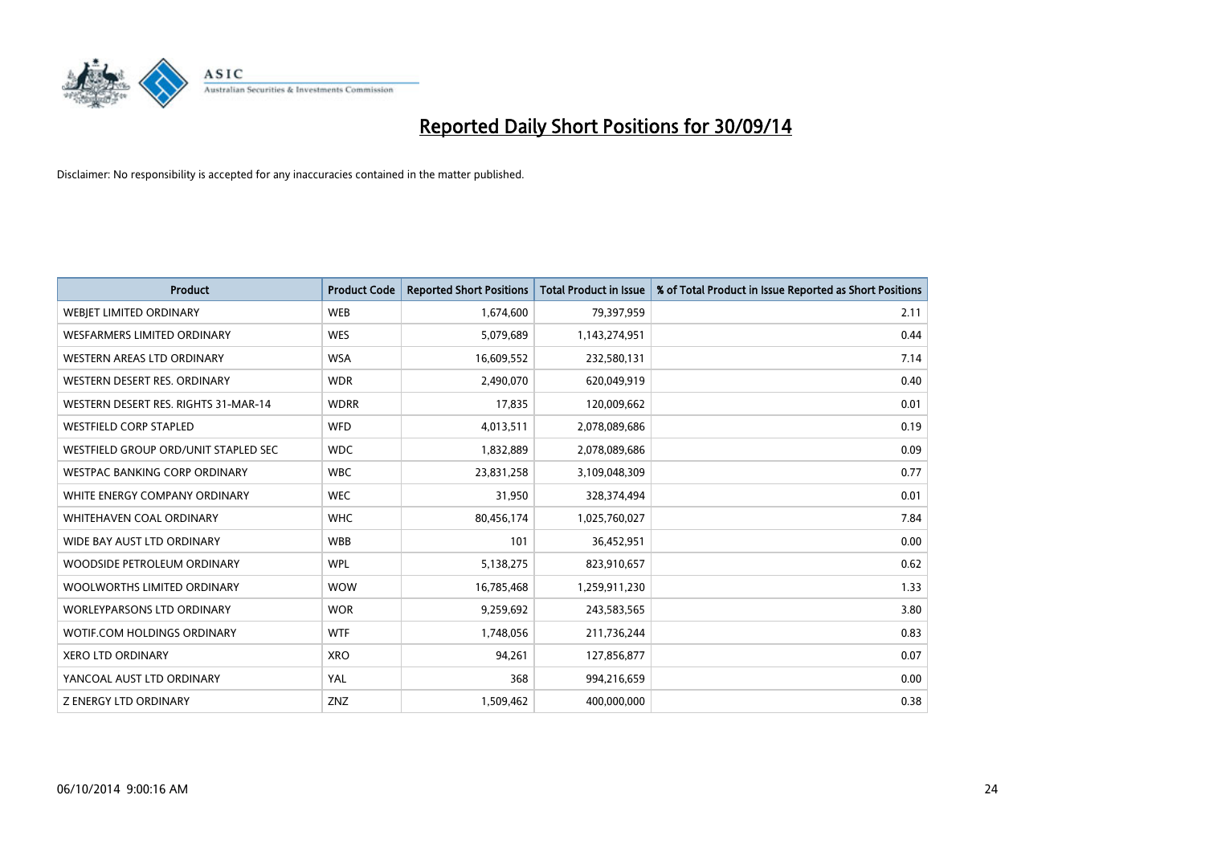# Reported Daily Short Positions for 30/09/14

Disclaimer: No responsibility is accepted for any inaccuracies contained in the matter published.

| Product | Product Code | Reported Short Positions | Total Product in Issue | % of Total Product in Issue Reported as Short Positions |
|---|---|---|---|---|
| WEBJET LIMITED ORDINARY | WEB | 1,674,600 | 79,397,959 | 2.11 |
| WESFARMERS LIMITED ORDINARY | WES | 5,079,689 | 1,143,274,951 | 0.44 |
| WESTERN AREAS LTD ORDINARY | WSA | 16,609,552 | 232,580,131 | 7.14 |
| WESTERN DESERT RES. ORDINARY | WDR | 2,490,070 | 620,049,919 | 0.40 |
| WESTERN DESERT RES. RIGHTS 31-MAR-14 | WDRR | 17,835 | 120,009,662 | 0.01 |
| WESTFIELD CORP STAPLED | WFD | 4,013,511 | 2,078,089,686 | 0.19 |
| WESTFIELD GROUP ORD/UNIT STAPLED SEC | WDC | 1,832,889 | 2,078,089,686 | 0.09 |
| WESTPAC BANKING CORP ORDINARY | WBC | 23,831,258 | 3,109,048,309 | 0.77 |
| WHITE ENERGY COMPANY ORDINARY | WEC | 31,950 | 328,374,494 | 0.01 |
| WHITEHAVEN COAL ORDINARY | WHC | 80,456,174 | 1,025,760,027 | 7.84 |
| WIDE BAY AUST LTD ORDINARY | WBB | 101 | 36,452,951 | 0.00 |
| WOODSIDE PETROLEUM ORDINARY | WPL | 5,138,275 | 823,910,657 | 0.62 |
| WOOLWORTHS LIMITED ORDINARY | WOW | 16,785,468 | 1,259,911,230 | 1.33 |
| WORLEYPARSONS LTD ORDINARY | WOR | 9,259,692 | 243,583,565 | 3.80 |
| WOTIF.COM HOLDINGS ORDINARY | WTF | 1,748,056 | 211,736,244 | 0.83 |
| XERO LTD ORDINARY | XRO | 94,261 | 127,856,877 | 0.07 |
| YANCOAL AUST LTD ORDINARY | YAL | 368 | 994,216,659 | 0.00 |
| Z ENERGY LTD ORDINARY | ZNZ | 1,509,462 | 400,000,000 | 0.38 |

06/10/2014 9:00:16 AM